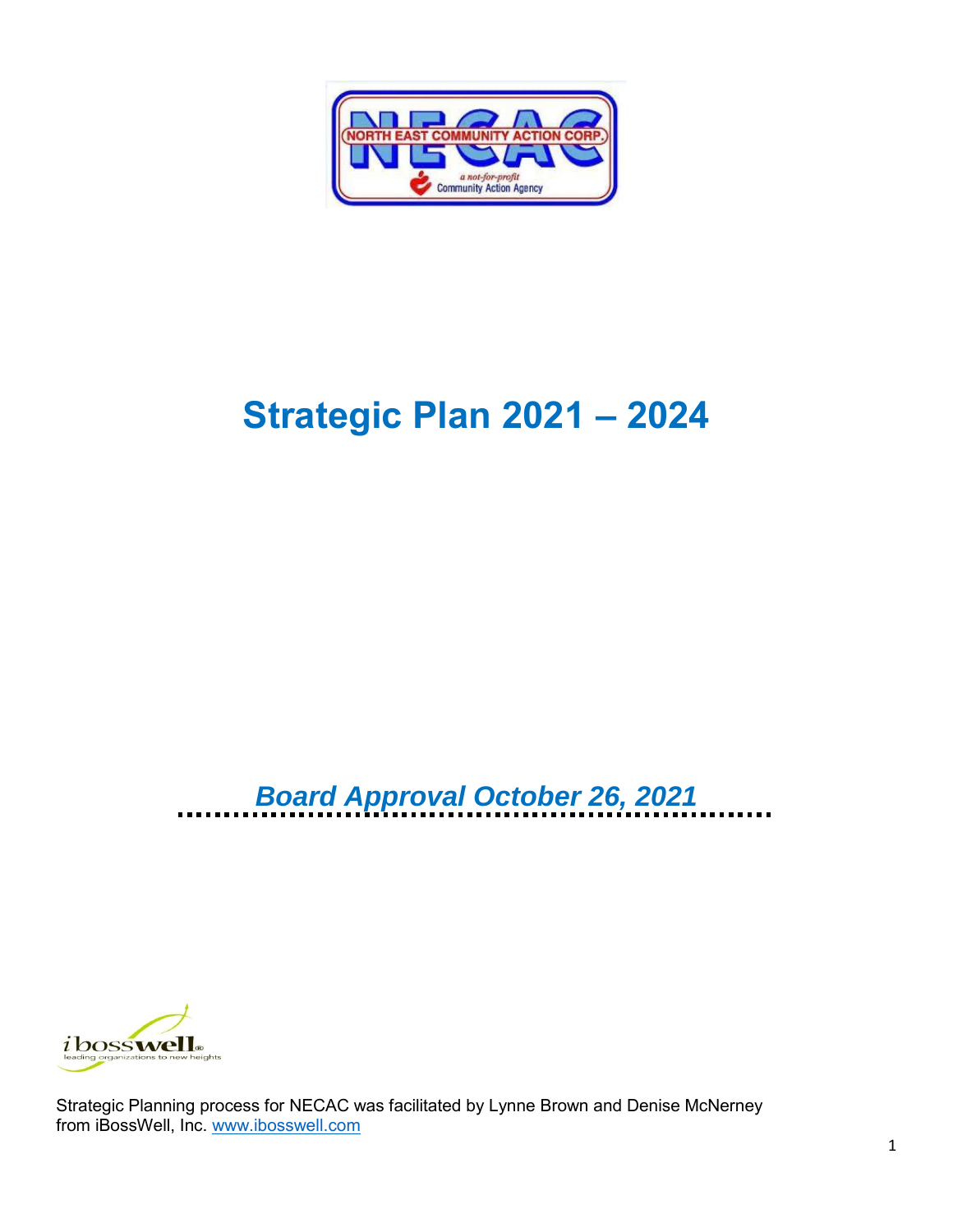NORTH EAST COMMUNITY ACTION CORP.

NECAC

a not-for-profit Community Action Agency

# Strategic Plan 2021 – 2024

***Board Approval October 26, 2021***

iBossWell leading organizations to new heights

Strategic Planning process for NECAC was facilitated by Lynne Brown and Denise McNerney from iBossWell, Inc. www.ibosswell.com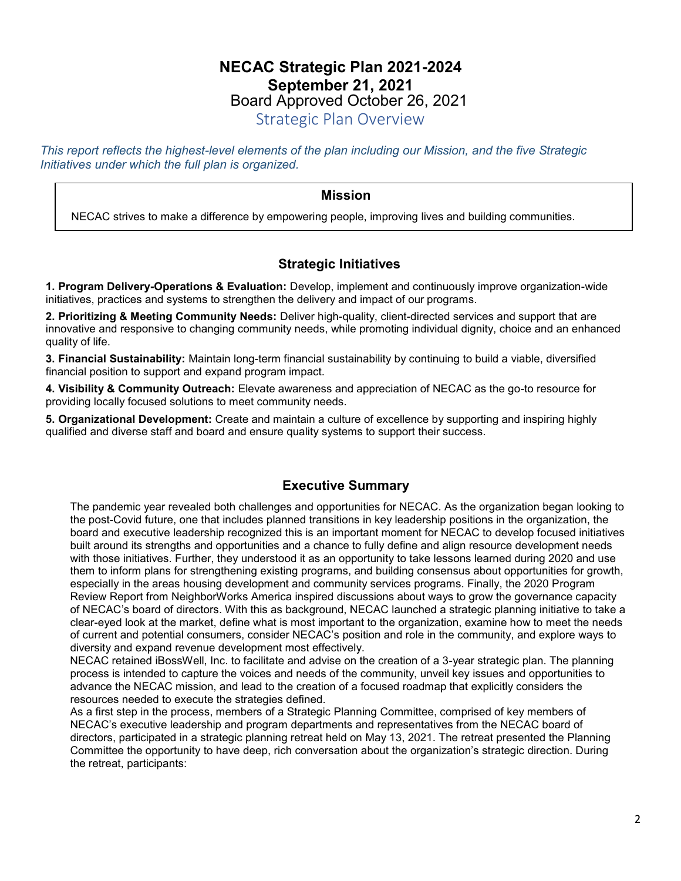# NECAC Strategic Plan 2021-2024

# September 21, 2021

Board Approved October 26, 2021

## Strategic Plan Overview

*This report reflects the highest-level elements of the plan including our Mission, and the five Strategic Initiatives under which the full plan is organized.*

## Mission

NECAC strives to make a difference by empowering people, improving lives and building communities.

## Strategic Initiatives

**1. Program Delivery-Operations & Evaluation:** Develop, implement and continuously improve organization-wide initiatives, practices and systems to strengthen the delivery and impact of our programs.

**2. Prioritizing & Meeting Community Needs:** Deliver high-quality, client-directed services and support that are innovative and responsive to changing community needs, while promoting individual dignity, choice and an enhanced quality of life.

**3. Financial Sustainability:** Maintain long-term financial sustainability by continuing to build a viable, diversified financial position to support and expand program impact.

**4. Visibility & Community Outreach:** Elevate awareness and appreciation of NECAC as the go-to resource for providing locally focused solutions to meet community needs.

**5. Organizational Development:** Create and maintain a culture of excellence by supporting and inspiring highly qualified and diverse staff and board and ensure quality systems to support their success.

## Executive Summary

The pandemic year revealed both challenges and opportunities for NECAC. As the organization began looking to the post-Covid future, one that includes planned transitions in key leadership positions in the organization, the board and executive leadership recognized this is an important moment for NECAC to develop focused initiatives built around its strengths and opportunities and a chance to fully define and align resource development needs with those initiatives. Further, they understood it as an opportunity to take lessons learned during 2020 and use them to inform plans for strengthening existing programs, and building consensus about opportunities for growth, especially in the areas housing development and community services programs. Finally, the 2020 Program Review Report from NeighborWorks America inspired discussions about ways to grow the governance capacity of NECAC's board of directors. With this as background, NECAC launched a strategic planning initiative to take a clear-eyed look at the market, define what is most important to the organization, examine how to meet the needs of current and potential consumers, consider NECAC's position and role in the community, and explore ways to diversity and expand revenue development most effectively.

NECAC retained iBossWell, Inc. to facilitate and advise on the creation of a 3-year strategic plan. The planning process is intended to capture the voices and needs of the community, unveil key issues and opportunities to advance the NECAC mission, and lead to the creation of a focused roadmap that explicitly considers the resources needed to execute the strategies defined.

As a first step in the process, members of a Strategic Planning Committee, comprised of key members of NECAC's executive leadership and program departments and representatives from the NECAC board of directors, participated in a strategic planning retreat held on May 13, 2021. The retreat presented the Planning Committee the opportunity to have deep, rich conversation about the organization's strategic direction. During the retreat, participants: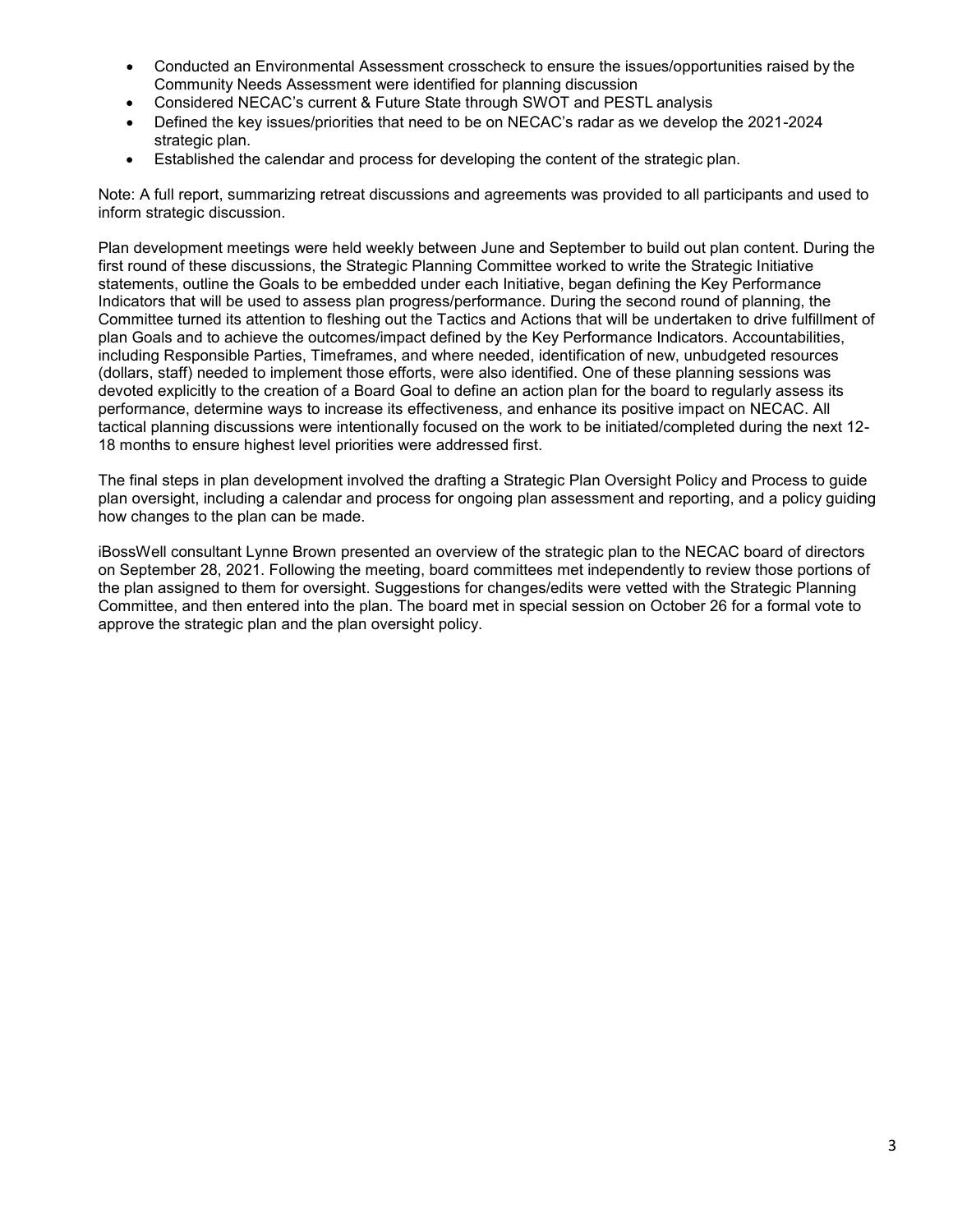- Conducted an Environmental Assessment crosscheck to ensure the issues/opportunities raised by the Community Needs Assessment were identified for planning discussion
- Considered NECAC's current & Future State through SWOT and PESTL analysis
- Defined the key issues/priorities that need to be on NECAC's radar as we develop the 2021-2024 strategic plan.
- Established the calendar and process for developing the content of the strategic plan.

Note: A full report, summarizing retreat discussions and agreements was provided to all participants and used to inform strategic discussion.

Plan development meetings were held weekly between June and September to build out plan content. During the first round of these discussions, the Strategic Planning Committee worked to write the Strategic Initiative statements, outline the Goals to be embedded under each Initiative, began defining the Key Performance Indicators that will be used to assess plan progress/performance. During the second round of planning, the Committee turned its attention to fleshing out the Tactics and Actions that will be undertaken to drive fulfillment of plan Goals and to achieve the outcomes/impact defined by the Key Performance Indicators. Accountabilities, including Responsible Parties, Timeframes, and where needed, identification of new, unbudgeted resources (dollars, staff) needed to implement those efforts, were also identified. One of these planning sessions was devoted explicitly to the creation of a Board Goal to define an action plan for the board to regularly assess its performance, determine ways to increase its effectiveness, and enhance its positive impact on NECAC. All tactical planning discussions were intentionally focused on the work to be initiated/completed during the next 12-18 months to ensure highest level priorities were addressed first.

The final steps in plan development involved the drafting a Strategic Plan Oversight Policy and Process to guide plan oversight, including a calendar and process for ongoing plan assessment and reporting, and a policy guiding how changes to the plan can be made.

iBossWell consultant Lynne Brown presented an overview of the strategic plan to the NECAC board of directors on September 28, 2021. Following the meeting, board committees met independently to review those portions of the plan assigned to them for oversight. Suggestions for changes/edits were vetted with the Strategic Planning Committee, and then entered into the plan. The board met in special session on October 26 for a formal vote to approve the strategic plan and the plan oversight policy.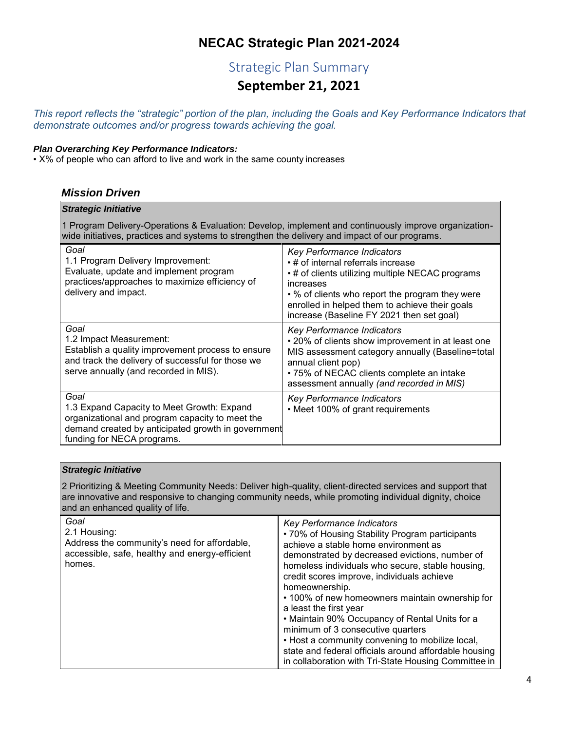# NECAC Strategic Plan 2021-2024

## Strategic Plan Summary

## September 21, 2021

*This report reflects the "strategic" portion of the plan, including the Goals and Key Performance Indicators that demonstrate outcomes and/or progress towards achieving the goal.*

***Plan Overarching Key Performance Indicators:***
• X% of people who can afford to live and work in the same county increases

### *Mission Driven*

| ***Strategic Initiative***<br><br>1 Program Delivery-Operations & Evaluation: Develop, implement and continuously improve organization-wide initiatives, practices and systems to strengthen the delivery and impact of our programs. | |
|---|---|
| *Goal*<br>1.1 Program Delivery Improvement:<br>Evaluate, update and implement program practices/approaches to maximize efficiency of delivery and impact. | *Key Performance Indicators*<br>• # of internal referrals increase<br>• # of clients utilizing multiple NECAC programs increases<br>• % of clients who report the program they were enrolled in helped them to achieve their goals increase (Baseline FY 2021 then set goal) |
| *Goal*<br>1.2 Impact Measurement:<br>Establish a quality improvement process to ensure and track the delivery of successful for those we serve annually (and recorded in MIS). | *Key Performance Indicators*<br>• 20% of clients show improvement in at least one MIS assessment category annually (Baseline=total annual client pop)<br>• 75% of NECAC clients complete an intake assessment annually *(and recorded in MIS)* |
| *Goal*<br>1.3 Expand Capacity to Meet Growth: Expand organizational and program capacity to meet the demand created by anticipated growth in government funding for NECA programs. | *Key Performance Indicators*<br>• Meet 100% of grant requirements |

| ***Strategic Initiative***<br><br>2 Prioritizing & Meeting Community Needs: Deliver high-quality, client-directed services and support that are innovative and responsive to changing community needs, while promoting individual dignity, choice and an enhanced quality of life. | |
|---|---|
| *Goal*<br>2.1 Housing:<br>Address the community's need for affordable, accessible, safe, healthy and energy-efficient homes. | *Key Performance Indicators*<br>• 70% of Housing Stability Program participants achieve a stable home environment as demonstrated by decreased evictions, number of homeless individuals who secure, stable housing, credit scores improve, individuals achieve homeownership.<br>• 100% of new homeowners maintain ownership for a least the first year<br>• Maintain 90% Occupancy of Rental Units for a minimum of 3 consecutive quarters<br>• Host a community convening to mobilize local, state and federal officials around affordable housing in collaboration with Tri-State Housing Committee in |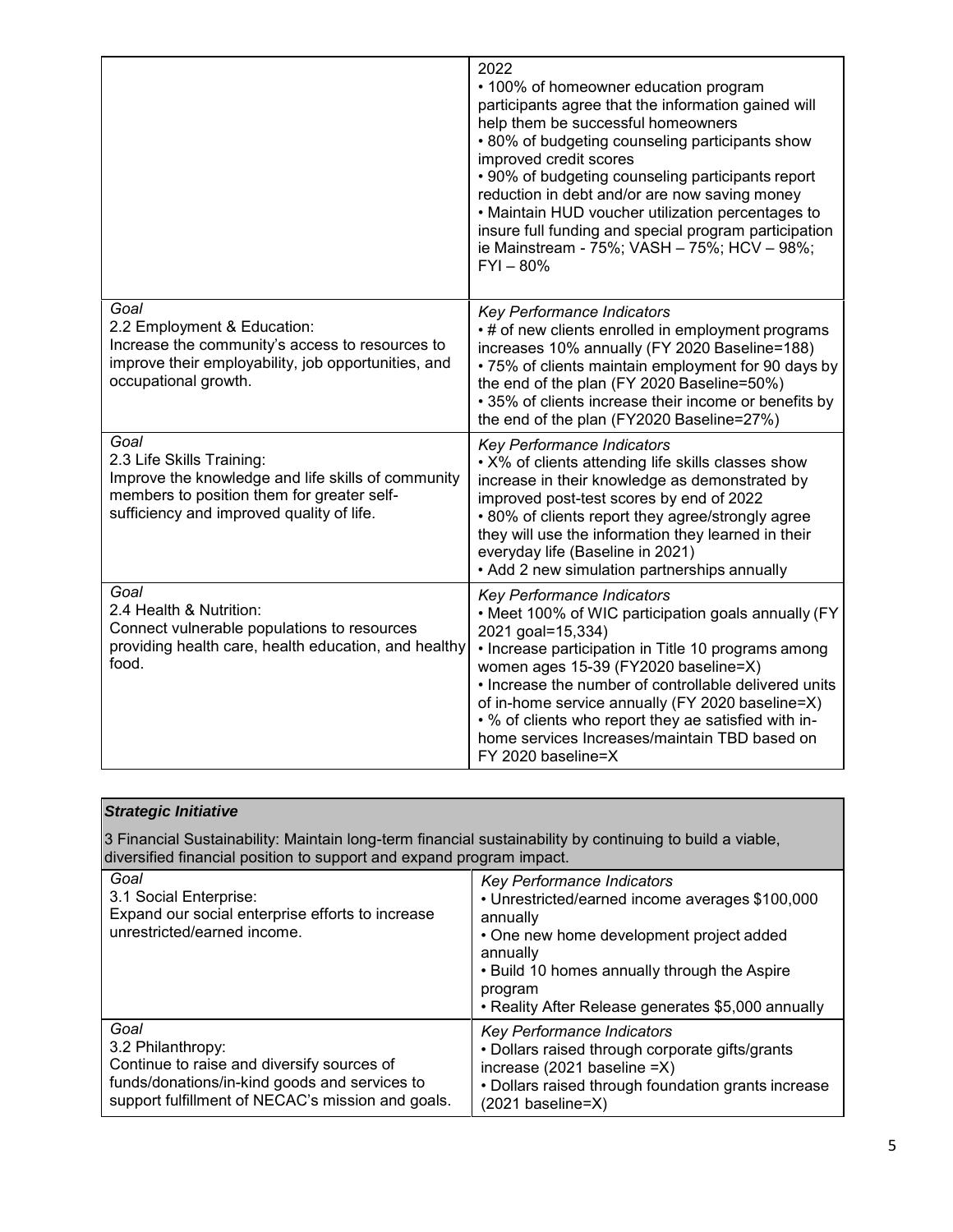| | |
|---|---|
| | 2022<br>• 100% of homeowner education program participants agree that the information gained will help them be successful homeowners<br>• 80% of budgeting counseling participants show improved credit scores<br>• 90% of budgeting counseling participants report reduction in debt and/or are now saving money<br>• Maintain HUD voucher utilization percentages to insure full funding and special program participation ie Mainstream - 75%; VASH – 75%; HCV – 98%; FYI – 80% |
| *Goal*<br>2.2 Employment & Education:<br>Increase the community's access to resources to improve their employability, job opportunities, and occupational growth. | *Key Performance Indicators*<br>• # of new clients enrolled in employment programs increases 10% annually (FY 2020 Baseline=188)<br>• 75% of clients maintain employment for 90 days by the end of the plan (FY 2020 Baseline=50%)<br>• 35% of clients increase their income or benefits by the end of the plan (FY2020 Baseline=27%) |
| *Goal*<br>2.3 Life Skills Training:<br>Improve the knowledge and life skills of community members to position them for greater self-sufficiency and improved quality of life. | *Key Performance Indicators*<br>• X% of clients attending life skills classes show increase in their knowledge as demonstrated by improved post-test scores by end of 2022<br>• 80% of clients report they agree/strongly agree they will use the information they learned in their everyday life (Baseline in 2021)<br>• Add 2 new simulation partnerships annually |
| *Goal*<br>2.4 Health & Nutrition:<br>Connect vulnerable populations to resources providing health care, health education, and healthy food. | *Key Performance Indicators*<br>• Meet 100% of WIC participation goals annually (FY 2021 goal=15,334)<br>• Increase participation in Title 10 programs among women ages 15-39 (FY2020 baseline=X)<br>• Increase the number of controllable delivered units of in-home service annually (FY 2020 baseline=X)<br>• % of clients who report they ae satisfied with in-home services Increases/maintain TBD based on FY 2020 baseline=X |

| ***Strategic Initiative***<br><br>3 Financial Sustainability: Maintain long-term financial sustainability by continuing to build a viable, diversified financial position to support and expand program impact. | |
|---|---|
| *Goal*<br>3.1 Social Enterprise:<br>Expand our social enterprise efforts to increase unrestricted/earned income. | *Key Performance Indicators*<br>• Unrestricted/earned income averages $100,000 annually<br>• One new home development project added annually<br>• Build 10 homes annually through the Aspire program<br>• Reality After Release generates $5,000 annually |
| *Goal*<br>3.2 Philanthropy:<br>Continue to raise and diversify sources of funds/donations/in-kind goods and services to support fulfillment of NECAC's mission and goals. | *Key Performance Indicators*<br>• Dollars raised through corporate gifts/grants increase (2021 baseline =X)<br>• Dollars raised through foundation grants increase (2021 baseline=X) |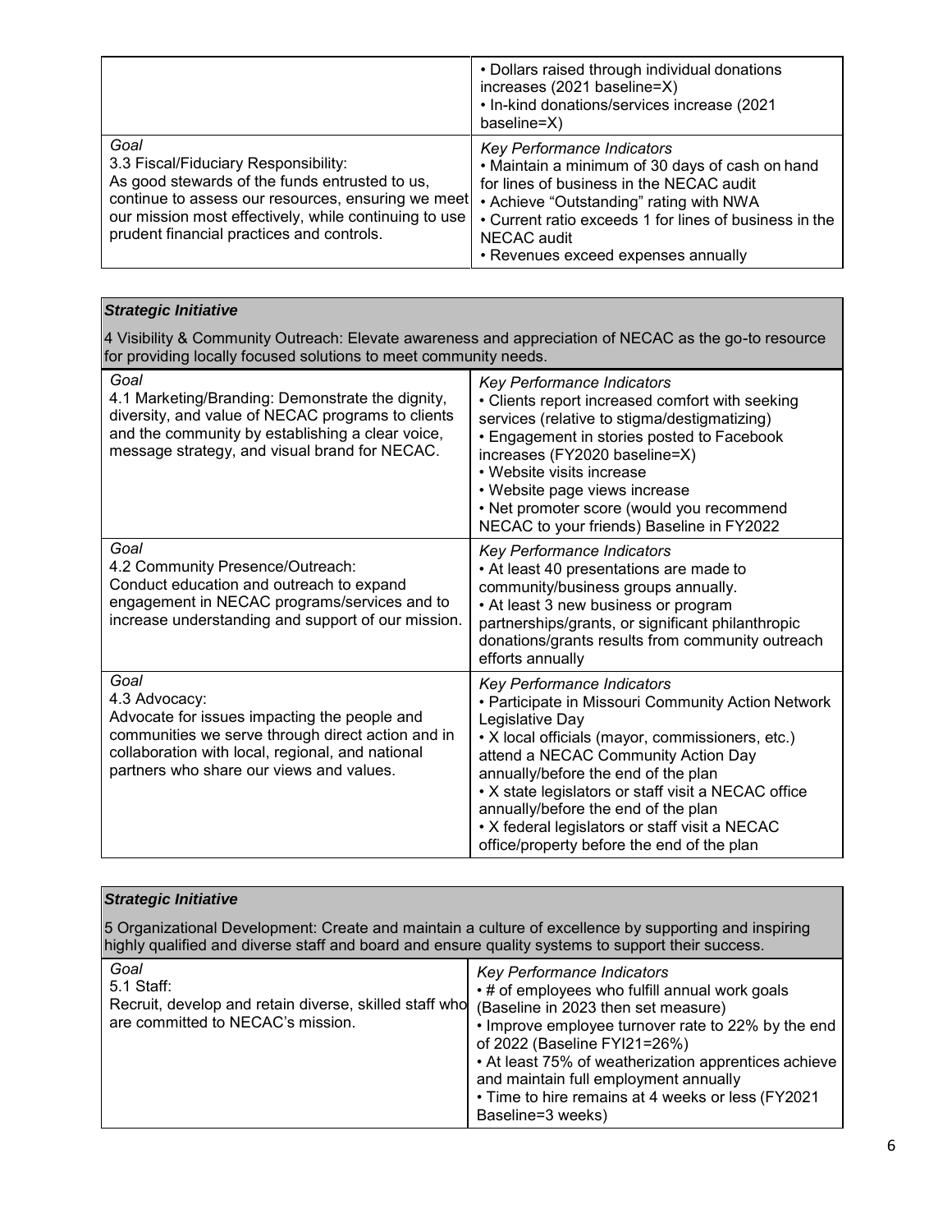| | |
|---|---|
| | • Dollars raised through individual donations increases (2021 baseline=X)<br>• In-kind donations/services increase (2021 baseline=X) |
| *Goal*<br>3.3 Fiscal/Fiduciary Responsibility:<br>As good stewards of the funds entrusted to us, continue to assess our resources, ensuring we meet our mission most effectively, while continuing to use prudent financial practices and controls. | *Key Performance Indicators*<br>• Maintain a minimum of 30 days of cash on hand for lines of business in the NECAC audit<br>• Achieve "Outstanding" rating with NWA<br>• Current ratio exceeds 1 for lines of business in the NECAC audit<br>• Revenues exceed expenses annually |

| ***Strategic Initiative***<br>4 Visibility & Community Outreach: Elevate awareness and appreciation of NECAC as the go-to resource for providing locally focused solutions to meet community needs. | |
|---|---|
| *Goal*<br>4.1 Marketing/Branding: Demonstrate the dignity, diversity, and value of NECAC programs to clients and the community by establishing a clear voice, message strategy, and visual brand for NECAC. | *Key Performance Indicators*<br>• Clients report increased comfort with seeking services (relative to stigma/destigmatizing)<br>• Engagement in stories posted to Facebook increases (FY2020 baseline=X)<br>• Website visits increase<br>• Website page views increase<br>• Net promoter score (would you recommend NECAC to your friends) Baseline in FY2022 |
| *Goal*<br>4.2 Community Presence/Outreach:<br>Conduct education and outreach to expand engagement in NECAC programs/services and to increase understanding and support of our mission. | *Key Performance Indicators*<br>• At least 40 presentations are made to community/business groups annually.<br>• At least 3 new business or program partnerships/grants, or significant philanthropic donations/grants results from community outreach efforts annually |
| *Goal*<br>4.3 Advocacy:<br>Advocate for issues impacting the people and communities we serve through direct action and in collaboration with local, regional, and national partners who share our views and values. | *Key Performance Indicators*<br>• Participate in Missouri Community Action Network Legislative Day<br>• X local officials (mayor, commissioners, etc.) attend a NECAC Community Action Day annually/before the end of the plan<br>• X state legislators or staff visit a NECAC office annually/before the end of the plan<br>• X federal legislators or staff visit a NECAC office/property before the end of the plan |

| ***Strategic Initiative***<br>5 Organizational Development: Create and maintain a culture of excellence by supporting and inspiring highly qualified and diverse staff and board and ensure quality systems to support their success. | |
|---|---|
| *Goal*<br>5.1 Staff:<br>Recruit, develop and retain diverse, skilled staff who are committed to NECAC's mission. | *Key Performance Indicators*<br>• # of employees who fulfill annual work goals (Baseline in 2023 then set measure)<br>• Improve employee turnover rate to 22% by the end of 2022 (Baseline FYI21=26%)<br>• At least 75% of weatherization apprentices achieve and maintain full employment annually<br>• Time to hire remains at 4 weeks or less (FY2021 Baseline=3 weeks) |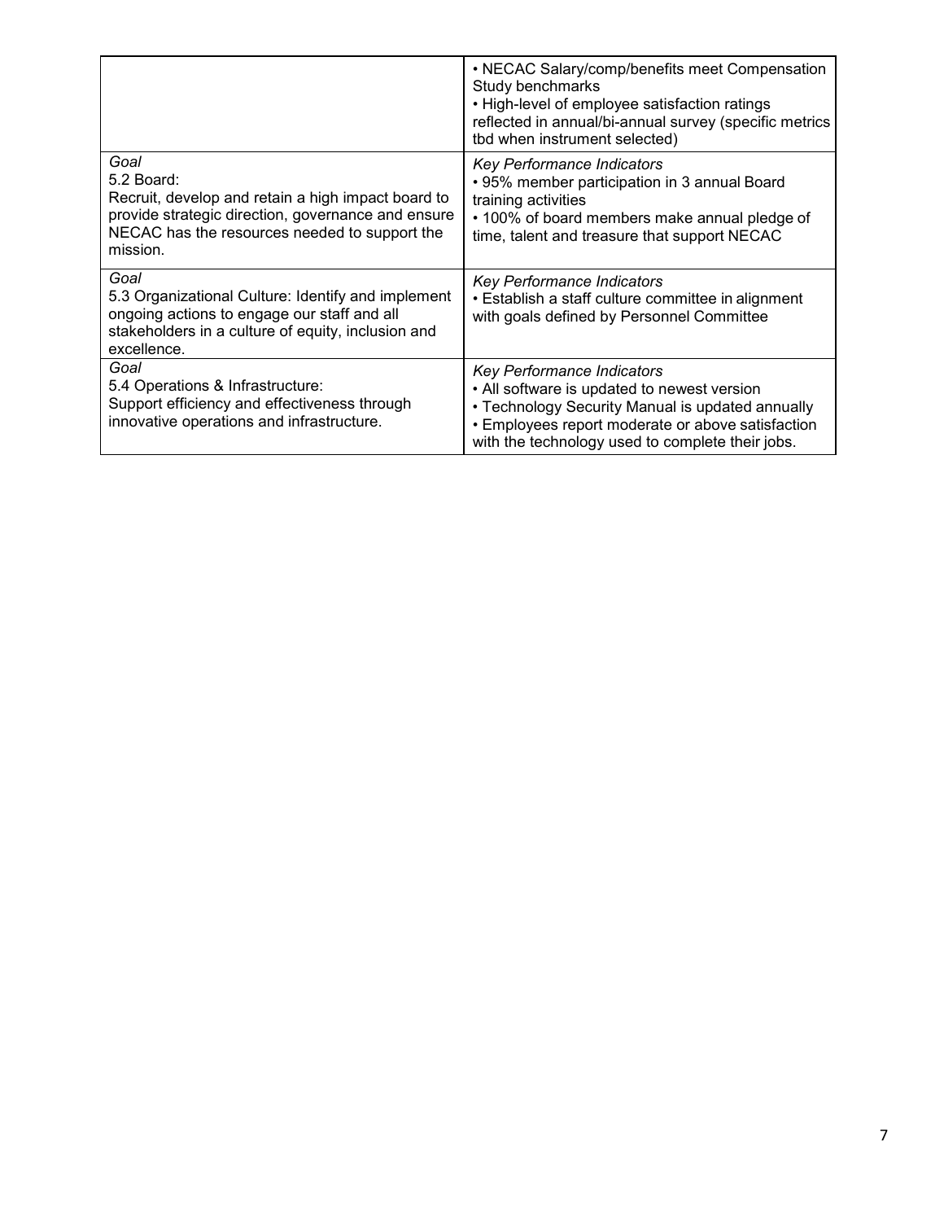| | |
|---|---|
| | • NECAC Salary/comp/benefits meet Compensation Study benchmarks<br>• High-level of employee satisfaction ratings reflected in annual/bi-annual survey (specific metrics tbd when instrument selected) |
| *Goal*<br>5.2 Board:<br>Recruit, develop and retain a high impact board to provide strategic direction, governance and ensure NECAC has the resources needed to support the mission. | *Key Performance Indicators*<br>• 95% member participation in 3 annual Board training activities<br>• 100% of board members make annual pledge of time, talent and treasure that support NECAC |
| *Goal*<br>5.3 Organizational Culture: Identify and implement ongoing actions to engage our staff and all stakeholders in a culture of equity, inclusion and excellence. | *Key Performance Indicators*<br>• Establish a staff culture committee in alignment with goals defined by Personnel Committee |
| *Goal*<br>5.4 Operations & Infrastructure:<br>Support efficiency and effectiveness through innovative operations and infrastructure. | *Key Performance Indicators*<br>• All software is updated to newest version<br>• Technology Security Manual is updated annually<br>• Employees report moderate or above satisfaction with the technology used to complete their jobs. |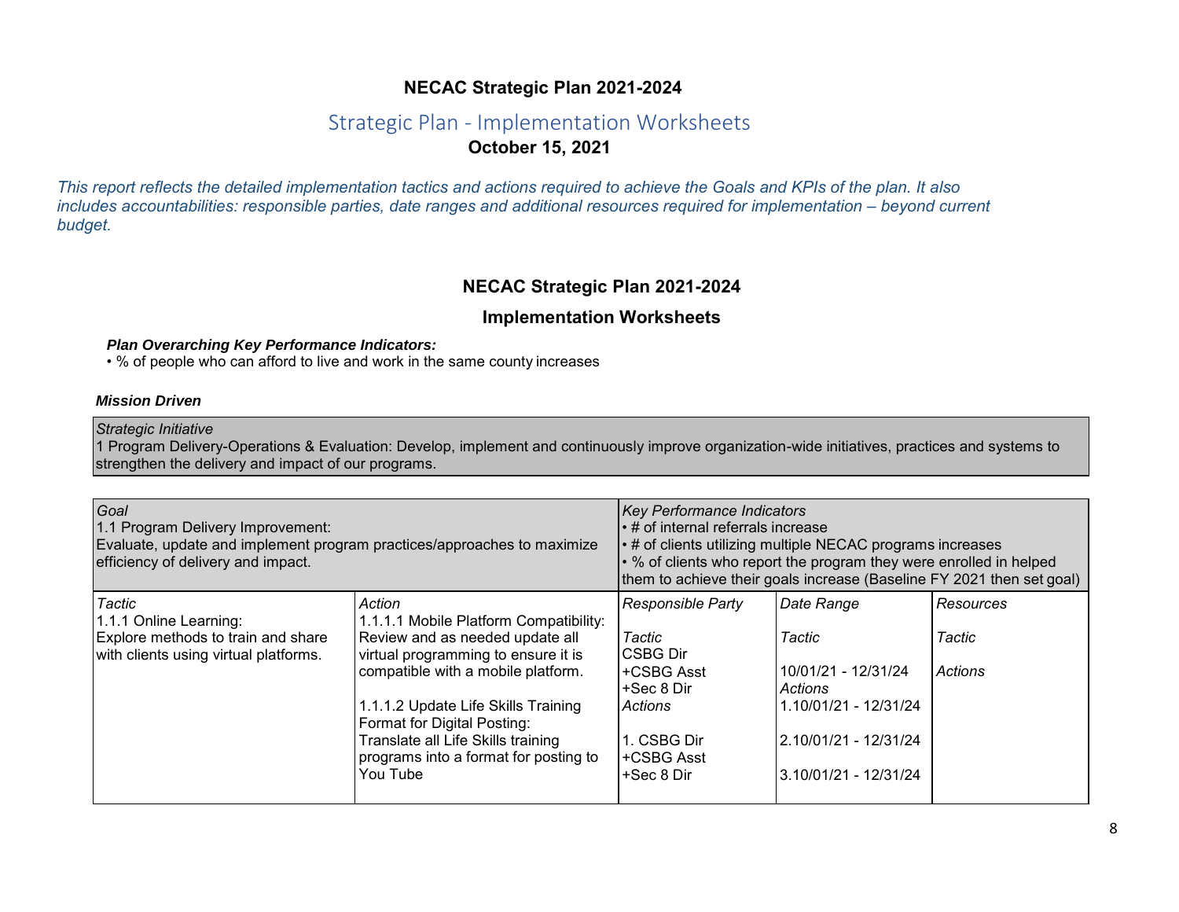# NECAC Strategic Plan 2021-2024

## Strategic Plan - Implementation Worksheets

**October 15, 2021**

*This report reflects the detailed implementation tactics and actions required to achieve the Goals and KPIs of the plan. It also includes accountabilities: responsible parties, date ranges and additional resources required for implementation – beyond current budget.*

## NECAC Strategic Plan 2021-2024

### Implementation Worksheets

***Plan Overarching Key Performance Indicators:***

• % of people who can afford to live and work in the same county increases

***Mission Driven***

| *Strategic Initiative* |
|---|
| 1 Program Delivery-Operations & Evaluation: Develop, implement and continuously improve organization-wide initiatives, practices and systems to strengthen the delivery and impact of our programs. |

| *Goal*<br>1.1 Program Delivery Improvement:<br>Evaluate, update and implement program practices/approaches to maximize efficiency of delivery and impact. | | *Key Performance Indicators*<br>• # of internal referrals increase<br>• # of clients utilizing multiple NECAC programs increases<br>• % of clients who report the program they were enrolled in helped them to achieve their goals increase (Baseline FY 2021 then set goal) | | |
|---|---|---|---|---|
| *Tactic* | *Action* | *Responsible Party* | *Date Range* | *Resources* |
| 1.1.1 Online Learning:<br>Explore methods to train and share with clients using virtual platforms. | 1.1.1.1 Mobile Platform Compatibility:<br>Review and as needed update all virtual programming to ensure it is compatible with a mobile platform.<br><br>1.1.1.2 Update Life Skills Training Format for Digital Posting:<br>Translate all Life Skills training programs into a format for posting to You Tube | *Tactic*<br>CSBG Dir<br>+CSBG Asst<br>+Sec 8 Dir<br>*Actions*<br>1. CSBG Dir<br>+CSBG Asst<br>+Sec 8 Dir | *Tactic*<br>10/01/21 - 12/31/24<br>*Actions*<br>1.10/01/21 - 12/31/24<br>2.10/01/21 - 12/31/24<br>3.10/01/21 - 12/31/24 | *Tactic*<br>*Actions* |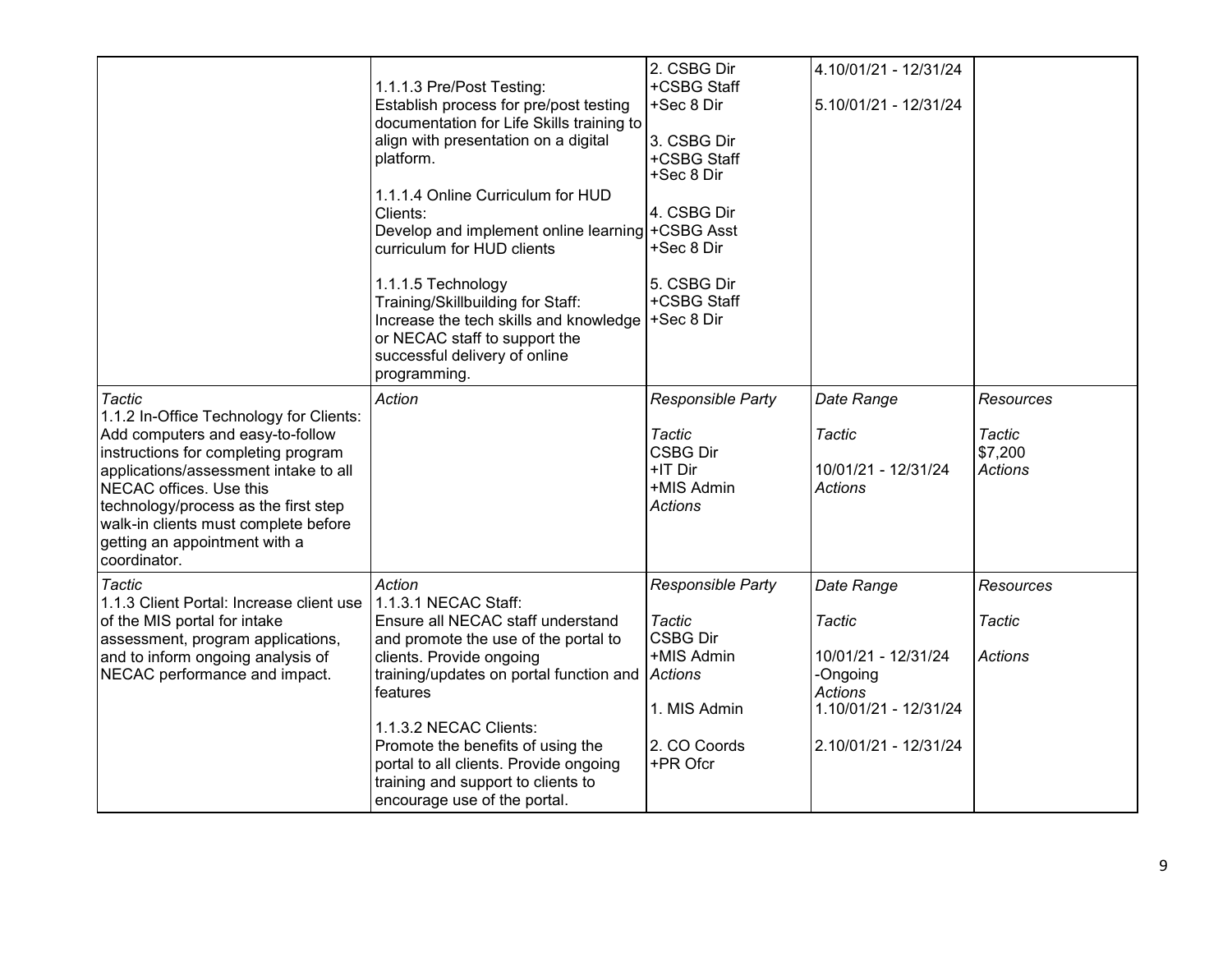| | | | | |
|---|---|---|---|---|
| | 1.1.1.3 Pre/Post Testing:<br>Establish process for pre/post testing documentation for Life Skills training to align with presentation on a digital platform.<br><br>1.1.1.4 Online Curriculum for HUD Clients:<br>Develop and implement online learning curriculum for HUD clients<br><br>1.1.1.5 Technology Training/Skillbuilding for Staff:<br>Increase the tech skills and knowledge or NECAC staff to support the successful delivery of online programming. | 2. CSBG Dir<br>+CSBG Staff<br>+Sec 8 Dir<br><br>3. CSBG Dir<br>+CSBG Staff<br>+Sec 8 Dir<br><br>4. CSBG Dir<br>+CSBG Asst<br>+Sec 8 Dir<br><br>5. CSBG Dir<br>+CSBG Staff<br>+Sec 8 Dir | 4.10/01/21 - 12/31/24<br><br>5.10/01/21 - 12/31/24 | |
| *Tactic*<br>1.1.2 In-Office Technology for Clients:<br>Add computers and easy-to-follow instructions for completing program applications/assessment intake to all NECAC offices. Use this technology/process as the first step walk-in clients must complete before getting an appointment with a coordinator. | *Action* | *Responsible Party*<br><br>*Tactic*<br>CSBG Dir<br>+IT Dir<br>+MIS Admin<br>*Actions* | *Date Range*<br><br>*Tactic*<br><br>10/01/21 - 12/31/24<br>*Actions* | *Resources*<br><br>*Tactic*<br>$7,200<br>*Actions* |
| *Tactic*<br>1.1.3 Client Portal: Increase client use of the MIS portal for intake assessment, program applications, and to inform ongoing analysis of NECAC performance and impact. | *Action*<br>1.1.3.1 NECAC Staff:<br>Ensure all NECAC staff understand and promote the use of the portal to clients. Provide ongoing training/updates on portal function and features<br><br>1.1.3.2 NECAC Clients:<br>Promote the benefits of using the portal to all clients. Provide ongoing training and support to clients to encourage use of the portal. | *Responsible Party*<br><br>*Tactic*<br>CSBG Dir<br>+MIS Admin<br>*Actions*<br><br>1. MIS Admin<br><br>2. CO Coords<br>+PR Ofcr | *Date Range*<br><br>*Tactic*<br><br>10/01/21 - 12/31/24<br>-Ongoing<br>*Actions*<br>1.10/01/21 - 12/31/24<br><br>2.10/01/21 - 12/31/24 | *Resources*<br><br>*Tactic*<br><br>*Actions* |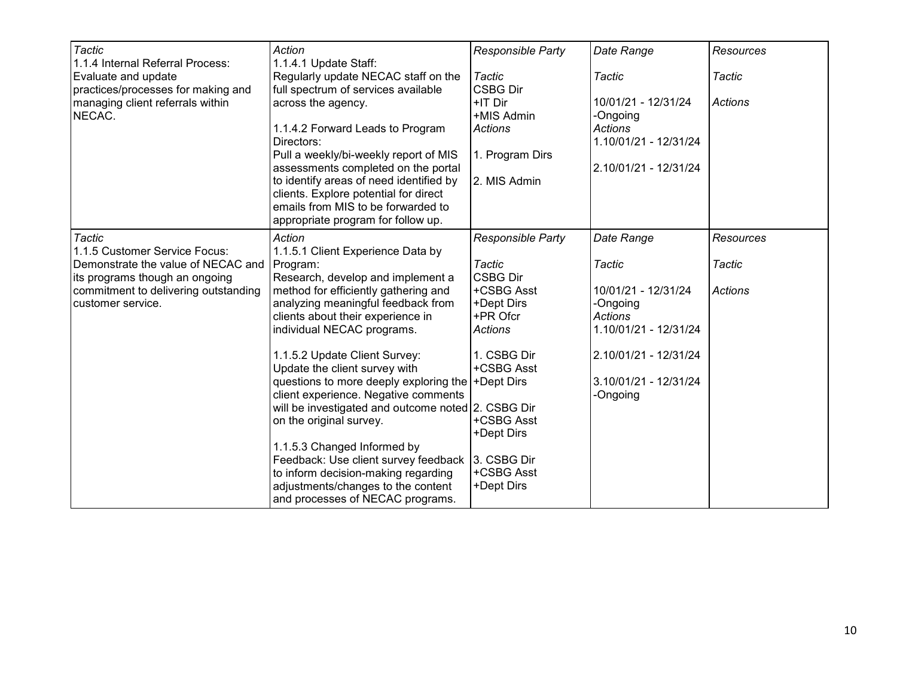| *Tactic*<br>1.1.4 Internal Referral Process: Evaluate and update practices/processes for making and managing client referrals within NECAC. | *Action*<br>1.1.4.1 Update Staff: Regularly update NECAC staff on the full spectrum of services available across the agency.<br><br>1.1.4.2 Forward Leads to Program Directors: Pull a weekly/bi-weekly report of MIS assessments completed on the portal to identify areas of need identified by clients. Explore potential for direct emails from MIS to be forwarded to appropriate program for follow up. | *Responsible Party*<br><br>*Tactic*<br>CSBG Dir<br>+IT Dir<br>+MIS Admin<br>*Actions*<br><br>1. Program Dirs<br><br>2. MIS Admin | *Date Range*<br><br>*Tactic*<br><br>10/01/21 - 12/31/24 -Ongoing<br>*Actions*<br>1.10/01/21 - 12/31/24<br><br>2.10/01/21 - 12/31/24 | *Resources*<br><br>*Tactic*<br><br>*Actions* |
|---|---|---|---|---|
| *Tactic*<br>1.1.5 Customer Service Focus: Demonstrate the value of NECAC and its programs though an ongoing commitment to delivering outstanding customer service. | *Action*<br>1.1.5.1 Client Experience Data by Program: Research, develop and implement a method for efficiently gathering and analyzing meaningful feedback from clients about their experience in individual NECAC programs.<br><br>1.1.5.2 Update Client Survey: Update the client survey with questions to more deeply exploring the client experience. Negative comments will be investigated and outcome noted on the original survey.<br><br>1.1.5.3 Changed Informed by Feedback: Use client survey feedback to inform decision-making regarding adjustments/changes to the content and processes of NECAC programs. | *Responsible Party*<br><br>*Tactic*<br>CSBG Dir<br>+CSBG Asst<br>+Dept Dirs<br>+PR Ofcr<br>*Actions*<br><br>1. CSBG Dir<br>+CSBG Asst<br>+Dept Dirs<br><br>2. CSBG Dir<br>+CSBG Asst<br>+Dept Dirs<br><br>3. CSBG Dir<br>+CSBG Asst<br>+Dept Dirs | *Date Range*<br><br>*Tactic*<br><br>10/01/21 - 12/31/24 -Ongoing<br>*Actions*<br>1.10/01/21 - 12/31/24<br><br>2.10/01/21 - 12/31/24<br><br>3.10/01/21 - 12/31/24 -Ongoing | *Resources*<br><br>*Tactic*<br><br>*Actions* |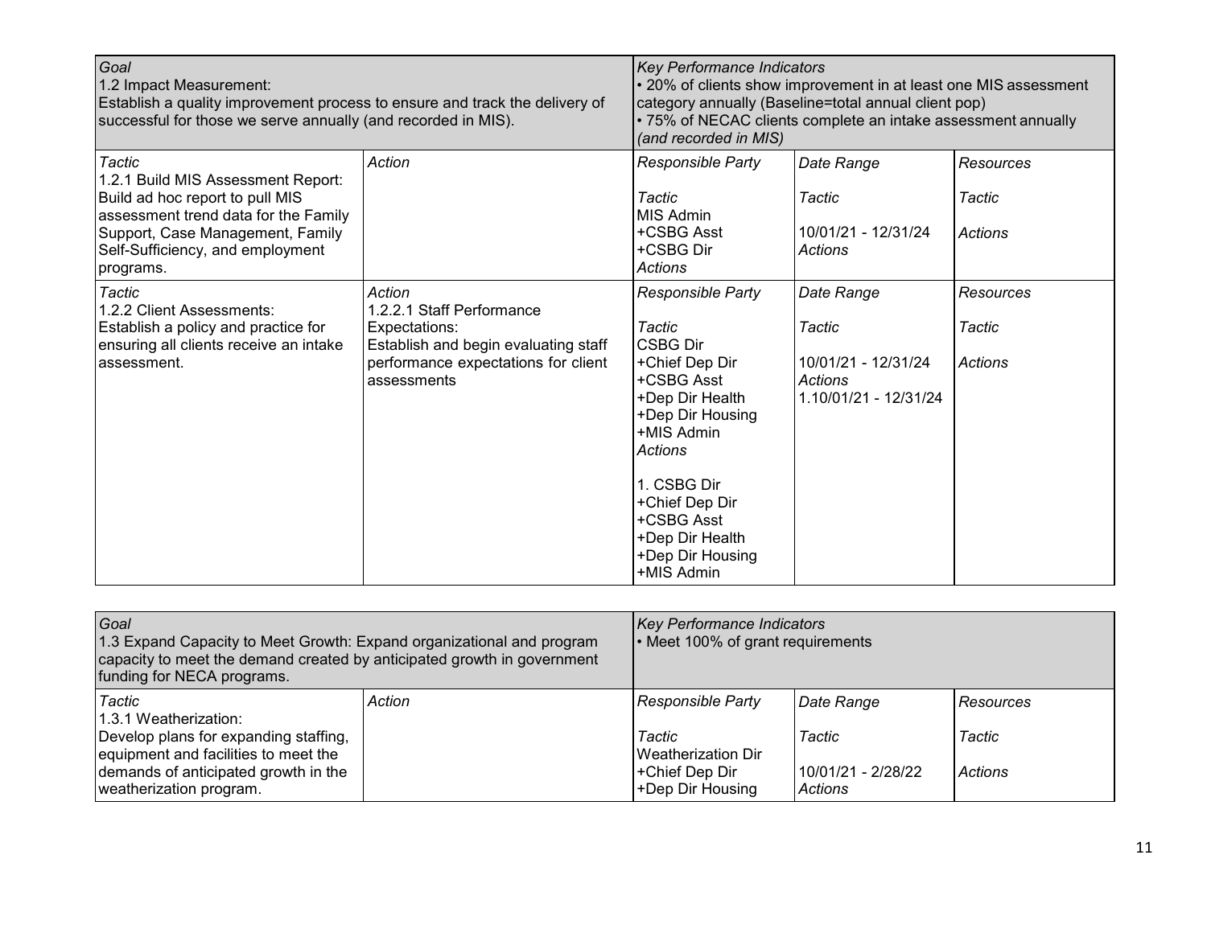| *Goal*<br>1.2 Impact Measurement:<br>Establish a quality improvement process to ensure and track the delivery of successful for those we serve annually (and recorded in MIS). | | *Key Performance Indicators*<br>• 20% of clients show improvement in at least one MIS assessment category annually (Baseline=total annual client pop)<br>• 75% of NECAC clients complete an intake assessment annually *(and recorded in MIS)* | | |
|---|---|---|---|---|
| *Tactic*<br>1.2.1 Build MIS Assessment Report:<br>Build ad hoc report to pull MIS assessment trend data for the Family Support, Case Management, Family Self-Sufficiency, and employment programs. | *Action* | *Responsible Party*<br><br>*Tactic*<br>MIS Admin<br>+CSBG Asst<br>+CSBG Dir<br>*Actions* | *Date Range*<br><br>*Tactic*<br><br>10/01/21 - 12/31/24<br>*Actions* | *Resources*<br><br>*Tactic*<br><br>*Actions* |
| *Tactic*<br>1.2.2 Client Assessments:<br>Establish a policy and practice for ensuring all clients receive an intake assessment. | *Action*<br>1.2.2.1 Staff Performance Expectations:<br>Establish and begin evaluating staff performance expectations for client assessments | *Responsible Party*<br><br>*Tactic*<br>CSBG Dir<br>+Chief Dep Dir<br>+CSBG Asst<br>+Dep Dir Health<br>+Dep Dir Housing<br>+MIS Admin<br>*Actions*<br><br>1. CSBG Dir<br>+Chief Dep Dir<br>+CSBG Asst<br>+Dep Dir Health<br>+Dep Dir Housing<br>+MIS Admin | *Date Range*<br><br>*Tactic*<br><br>10/01/21 - 12/31/24<br>*Actions*<br>1.10/01/21 - 12/31/24 | *Resources*<br><br>*Tactic*<br><br>*Actions* |

| *Goal*<br>1.3 Expand Capacity to Meet Growth: Expand organizational and program capacity to meet the demand created by anticipated growth in government funding for NECA programs. | | *Key Performance Indicators*<br>• Meet 100% of grant requirements | | |
|---|---|---|---|---|
| *Tactic*<br>1.3.1 Weatherization:<br>Develop plans for expanding staffing, equipment and facilities to meet the demands of anticipated growth in the weatherization program. | *Action* | *Responsible Party*<br><br>*Tactic*<br>Weatherization Dir<br>+Chief Dep Dir<br>+Dep Dir Housing | *Date Range*<br><br>*Tactic*<br><br>10/01/21 - 2/28/22<br>*Actions* | *Resources*<br><br>*Tactic*<br><br>*Actions* |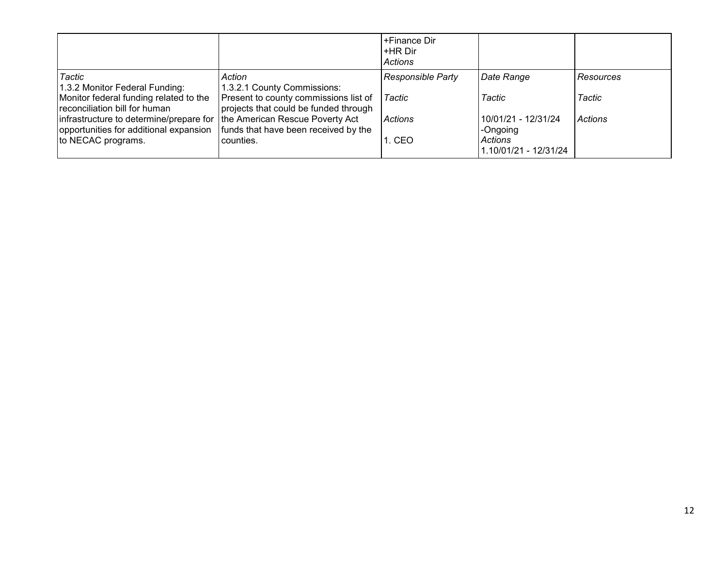| | | +Finance Dir<br>+HR Dir<br>*Actions* | | |
|---|---|---|---|---|
| *Tactic*<br>1.3.2 Monitor Federal Funding: Monitor federal funding related to the reconciliation bill for human infrastructure to determine/prepare for opportunities for additional expansion to NECAC programs. | *Action*<br>1.3.2.1 County Commissions: Present to county commissions list of projects that could be funded through the American Rescue Poverty Act funds that have been received by the counties. | *Responsible Party*<br><br>*Tactic*<br><br>*Actions*<br><br>1. CEO | *Date Range*<br><br>*Tactic*<br><br>10/01/21 - 12/31/24 -Ongoing<br>*Actions*<br>1.10/01/21 - 12/31/24 | *Resources*<br><br>*Tactic*<br><br>*Actions* |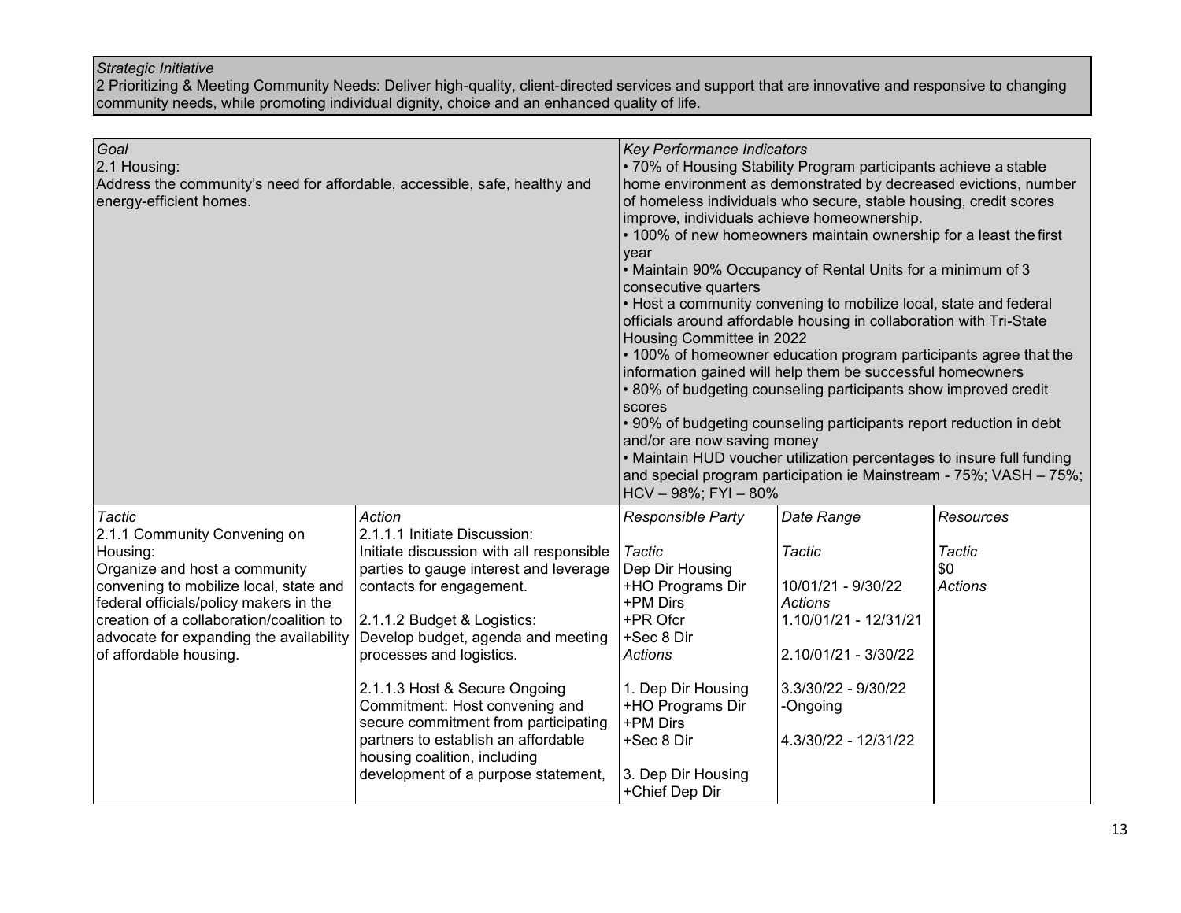*Strategic Initiative*

2 Prioritizing & Meeting Community Needs: Deliver high-quality, client-directed services and support that are innovative and responsive to changing community needs, while promoting individual dignity, choice and an enhanced quality of life.

| *Goal* | | *Key Performance Indicators* | | |
|---|---|---|---|---|
| 2.1 Housing:<br>Address the community's need for affordable, accessible, safe, healthy and energy-efficient homes. | | • 70% of Housing Stability Program participants achieve a stable home environment as demonstrated by decreased evictions, number of homeless individuals who secure, stable housing, credit scores improve, individuals achieve homeownership.<br>• 100% of new homeowners maintain ownership for a least the first year<br>• Maintain 90% Occupancy of Rental Units for a minimum of 3 consecutive quarters<br>• Host a community convening to mobilize local, state and federal officials around affordable housing in collaboration with Tri-State Housing Committee in 2022<br>• 100% of homeowner education program participants agree that the information gained will help them be successful homeowners<br>• 80% of budgeting counseling participants show improved credit scores<br>• 90% of budgeting counseling participants report reduction in debt and/or are now saving money<br>• Maintain HUD voucher utilization percentages to insure full funding and special program participation ie Mainstream - 75%; VASH – 75%; HCV – 98%; FYI – 80% | | |
| *Tactic* | *Action* | *Responsible Party* | *Date Range* | *Resources* |
| 2.1.1 Community Convening on Housing:<br>Organize and host a community convening to mobilize local, state and federal officials/policy makers in the creation of a collaboration/coalition to advocate for expanding the availability of affordable housing. | 2.1.1.1 Initiate Discussion:<br>Initiate discussion with all responsible parties to gauge interest and leverage contacts for engagement.<br><br>2.1.1.2 Budget & Logistics:<br>Develop budget, agenda and meeting processes and logistics.<br><br>2.1.1.3 Host & Secure Ongoing Commitment: Host convening and secure commitment from participating partners to establish an affordable housing coalition, including development of a purpose statement, | *Tactic*<br>Dep Dir Housing<br>+HO Programs Dir<br>+PM Dirs<br>+PR Ofcr<br>+Sec 8 Dir<br>*Actions*<br><br>1. Dep Dir Housing<br>+HO Programs Dir<br>+PM Dirs<br>+Sec 8 Dir<br><br>3. Dep Dir Housing<br>+Chief Dep Dir | *Tactic*<br><br>10/01/21 - 9/30/22<br>*Actions*<br>1.10/01/21 - 12/31/21<br><br>2.10/01/21 - 3/30/22<br><br>3.3/30/22 - 9/30/22<br>-Ongoing<br><br>4.3/30/22 - 12/31/22 | *Tactic*<br>$0<br>*Actions* |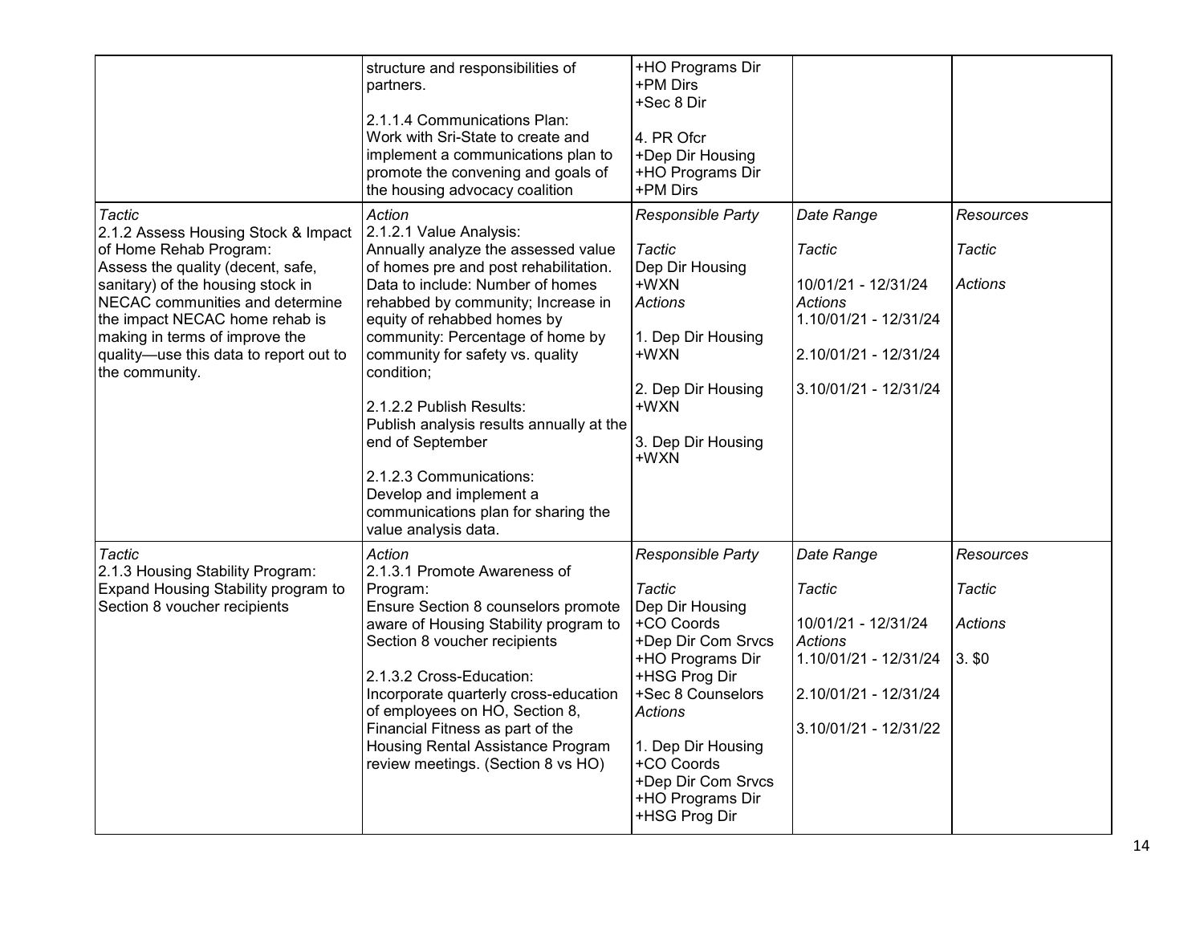| | | | | |
|---|---|---|---|---|
| | structure and responsibilities of partners.<br><br>2.1.1.4 Communications Plan:<br>Work with Sri-State to create and implement a communications plan to promote the convening and goals of the housing advocacy coalition | +HO Programs Dir<br>+PM Dirs<br>+Sec 8 Dir<br><br>4. PR Ofcr<br>+Dep Dir Housing<br>+HO Programs Dir<br>+PM Dirs | | |
| *Tactic*<br>2.1.2 Assess Housing Stock & Impact of Home Rehab Program:<br>Assess the quality (decent, safe, sanitary) of the housing stock in NECAC communities and determine the impact NECAC home rehab is making in terms of improve the quality—use this data to report out to the community. | *Action*<br>2.1.2.1 Value Analysis:<br>Annually analyze the assessed value of homes pre and post rehabilitation. Data to include: Number of homes rehabbed by community; Increase in equity of rehabbed homes by community: Percentage of home by community for safety vs. quality condition;<br><br>2.1.2.2 Publish Results:<br>Publish analysis results annually at the end of September<br><br>2.1.2.3 Communications:<br>Develop and implement a communications plan for sharing the value analysis data. | *Responsible Party*<br><br>*Tactic*<br>Dep Dir Housing<br>+WXN<br>*Actions*<br><br>1. Dep Dir Housing<br>+WXN<br><br>2. Dep Dir Housing<br>+WXN<br><br>3. Dep Dir Housing<br>+WXN | *Date Range*<br><br>*Tactic*<br><br>10/01/21 - 12/31/24<br>*Actions*<br>1.10/01/21 - 12/31/24<br><br>2.10/01/21 - 12/31/24<br><br>3.10/01/21 - 12/31/24 | *Resources*<br><br>*Tactic*<br><br>*Actions* |
| *Tactic*<br>2.1.3 Housing Stability Program:<br>Expand Housing Stability program to Section 8 voucher recipients | *Action*<br>2.1.3.1 Promote Awareness of Program:<br>Ensure Section 8 counselors promote aware of Housing Stability program to Section 8 voucher recipients<br><br>2.1.3.2 Cross-Education:<br>Incorporate quarterly cross-education of employees on HO, Section 8, Financial Fitness as part of the Housing Rental Assistance Program review meetings. (Section 8 vs HO) | *Responsible Party*<br><br>*Tactic*<br>Dep Dir Housing<br>+CO Coords<br>+Dep Dir Com Srvcs<br>+HO Programs Dir<br>+HSG Prog Dir<br>+Sec 8 Counselors<br>*Actions*<br><br>1. Dep Dir Housing<br>+CO Coords<br>+Dep Dir Com Srvcs<br>+HO Programs Dir<br>+HSG Prog Dir | *Date Range*<br><br>*Tactic*<br><br>10/01/21 - 12/31/24<br>*Actions*<br>1.10/01/21 - 12/31/24<br><br>2.10/01/21 - 12/31/24<br><br>3.10/01/21 - 12/31/22 | *Resources*<br><br>*Tactic*<br><br>*Actions*<br><br>3. $0 |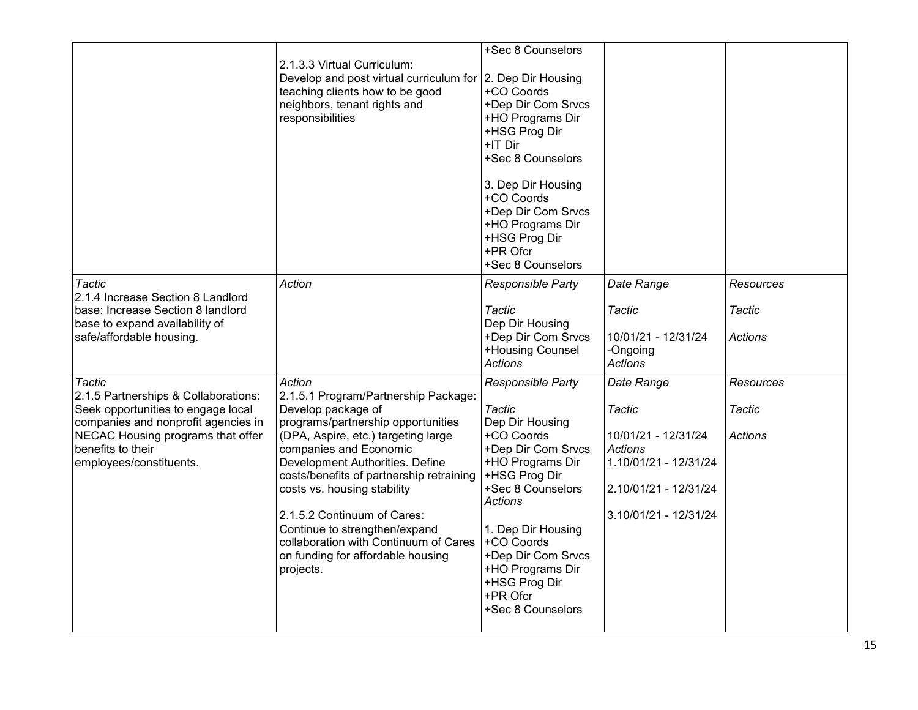| | | | | |
|---|---|---|---|---|
| | 2.1.3.3 Virtual Curriculum:<br>Develop and post virtual curriculum for teaching clients how to be good neighbors, tenant rights and responsibilities | +Sec 8 Counselors<br><br>2. Dep Dir Housing<br>+CO Coords<br>+Dep Dir Com Srvcs<br>+HO Programs Dir<br>+HSG Prog Dir<br>+IT Dir<br>+Sec 8 Counselors<br><br>3. Dep Dir Housing<br>+CO Coords<br>+Dep Dir Com Srvcs<br>+HO Programs Dir<br>+HSG Prog Dir<br>+PR Ofcr<br>+Sec 8 Counselors | | |
| *Tactic*<br>2.1.4 Increase Section 8 Landlord base: Increase Section 8 landlord base to expand availability of safe/affordable housing. | *Action* | *Responsible Party*<br><br>*Tactic*<br>Dep Dir Housing<br>+Dep Dir Com Srvcs<br>+Housing Counsel<br>*Actions* | *Date Range*<br><br>*Tactic*<br><br>10/01/21 - 12/31/24<br>-Ongoing<br>*Actions* | *Resources*<br><br>*Tactic*<br><br>*Actions* |
| *Tactic*<br>2.1.5 Partnerships & Collaborations: Seek opportunities to engage local companies and nonprofit agencies in NECAC Housing programs that offer benefits to their employees/constituents. | *Action*<br>2.1.5.1 Program/Partnership Package: Develop package of programs/partnership opportunities (DPA, Aspire, etc.) targeting large companies and Economic Development Authorities. Define costs/benefits of partnership retraining costs vs. housing stability<br><br>2.1.5.2 Continuum of Cares: Continue to strengthen/expand collaboration with Continuum of Cares on funding for affordable housing projects. | *Responsible Party*<br><br>*Tactic*<br>Dep Dir Housing<br>+CO Coords<br>+Dep Dir Com Srvcs<br>+HO Programs Dir<br>+HSG Prog Dir<br>+Sec 8 Counselors<br>*Actions*<br><br>1. Dep Dir Housing<br>+CO Coords<br>+Dep Dir Com Srvcs<br>+HO Programs Dir<br>+HSG Prog Dir<br>+PR Ofcr<br>+Sec 8 Counselors | *Date Range*<br><br>*Tactic*<br><br>10/01/21 - 12/31/24<br>*Actions*<br>1.10/01/21 - 12/31/24<br><br>2.10/01/21 - 12/31/24<br><br>3.10/01/21 - 12/31/24 | *Resources*<br><br>*Tactic*<br><br>*Actions* |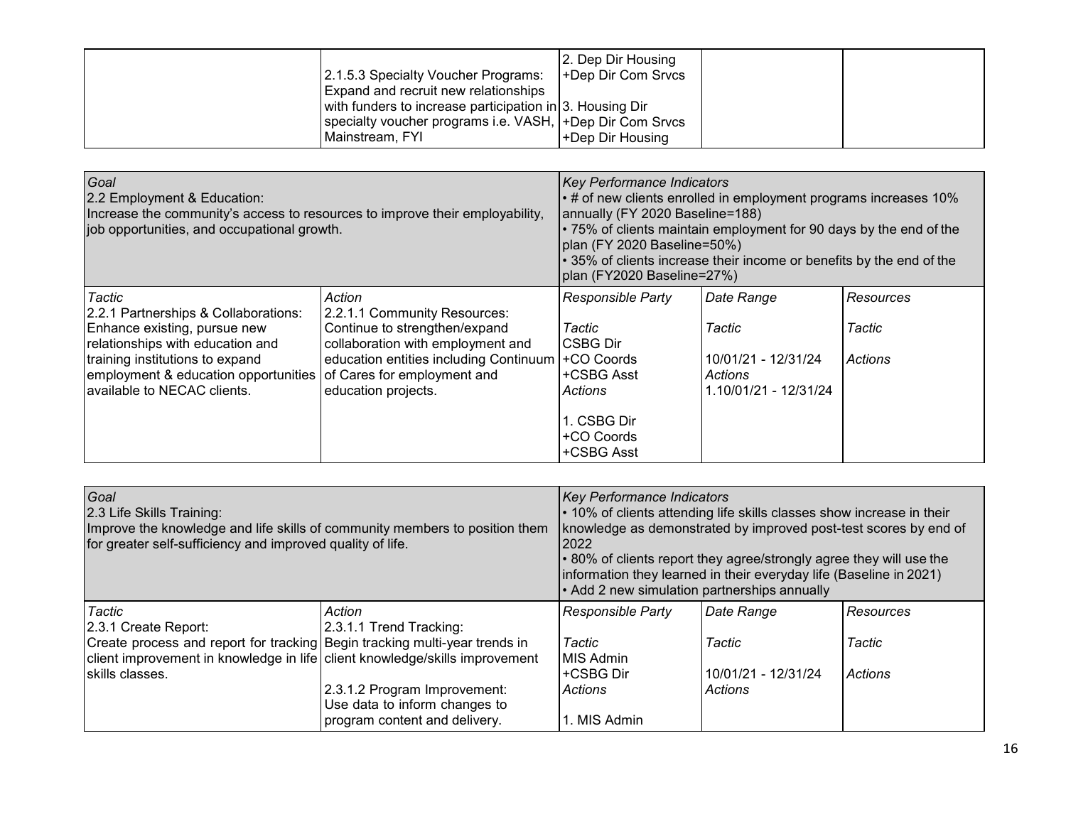|  | 2.1.5.3 Specialty Voucher Programs: Expand and recruit new relationships with funders to increase participation in specialty voucher programs i.e. VASH, Mainstream, FYI | 2. Dep Dir Housing +Dep Dir Com Srvcs<br><br>3. Housing Dir +Dep Dir Com Srvcs +Dep Dir Housing |  |  |
|---|---|---|---|---|

| *Goal*<br>2.2 Employment & Education:<br>Increase the community's access to resources to improve their employability, job opportunities, and occupational growth. | | *Key Performance Indicators*<br>• # of new clients enrolled in employment programs increases 10% annually (FY 2020 Baseline=188)<br>• 75% of clients maintain employment for 90 days by the end of the plan (FY 2020 Baseline=50%)<br>• 35% of clients increase their income or benefits by the end of the plan (FY2020 Baseline=27%) | | |
|---|---|---|---|---|
| *Tactic*<br>2.2.1 Partnerships & Collaborations: Enhance existing, pursue new relationships with education and training institutions to expand employment & education opportunities available to NECAC clients. | *Action*<br>2.2.1.1 Community Resources: Continue to strengthen/expand collaboration with employment and education entities including Continuum of Cares for employment and education projects. | *Responsible Party*<br><br>*Tactic*<br>CSBG Dir +CO Coords +CSBG Asst<br>*Actions*<br><br>1. CSBG Dir +CO Coords +CSBG Asst | *Date Range*<br><br>*Tactic*<br><br>10/01/21 - 12/31/24<br>*Actions*<br>1.10/01/21 - 12/31/24 | *Resources*<br><br>*Tactic*<br><br>*Actions* |

| *Goal*<br>2.3 Life Skills Training:<br>Improve the knowledge and life skills of community members to position them for greater self-sufficiency and improved quality of life. | | *Key Performance Indicators*<br>• 10% of clients attending life skills classes show increase in their knowledge as demonstrated by improved post-test scores by end of 2022<br>• 80% of clients report they agree/strongly agree they will use the information they learned in their everyday life (Baseline in 2021)<br>• Add 2 new simulation partnerships annually | | |
|---|---|---|---|---|
| *Tactic*<br>2.3.1 Create Report:<br>Create process and report for tracking client improvement in knowledge in life skills classes. | *Action*<br>2.3.1.1 Trend Tracking:<br>Begin tracking multi-year trends in client knowledge/skills improvement<br><br>2.3.1.2 Program Improvement: Use data to inform changes to program content and delivery. | *Responsible Party*<br><br>*Tactic*<br>MIS Admin +CSBG Dir<br>*Actions*<br><br>1. MIS Admin | *Date Range*<br><br>*Tactic*<br><br>10/01/21 - 12/31/24<br>*Actions* | *Resources*<br><br>*Tactic*<br><br>*Actions* |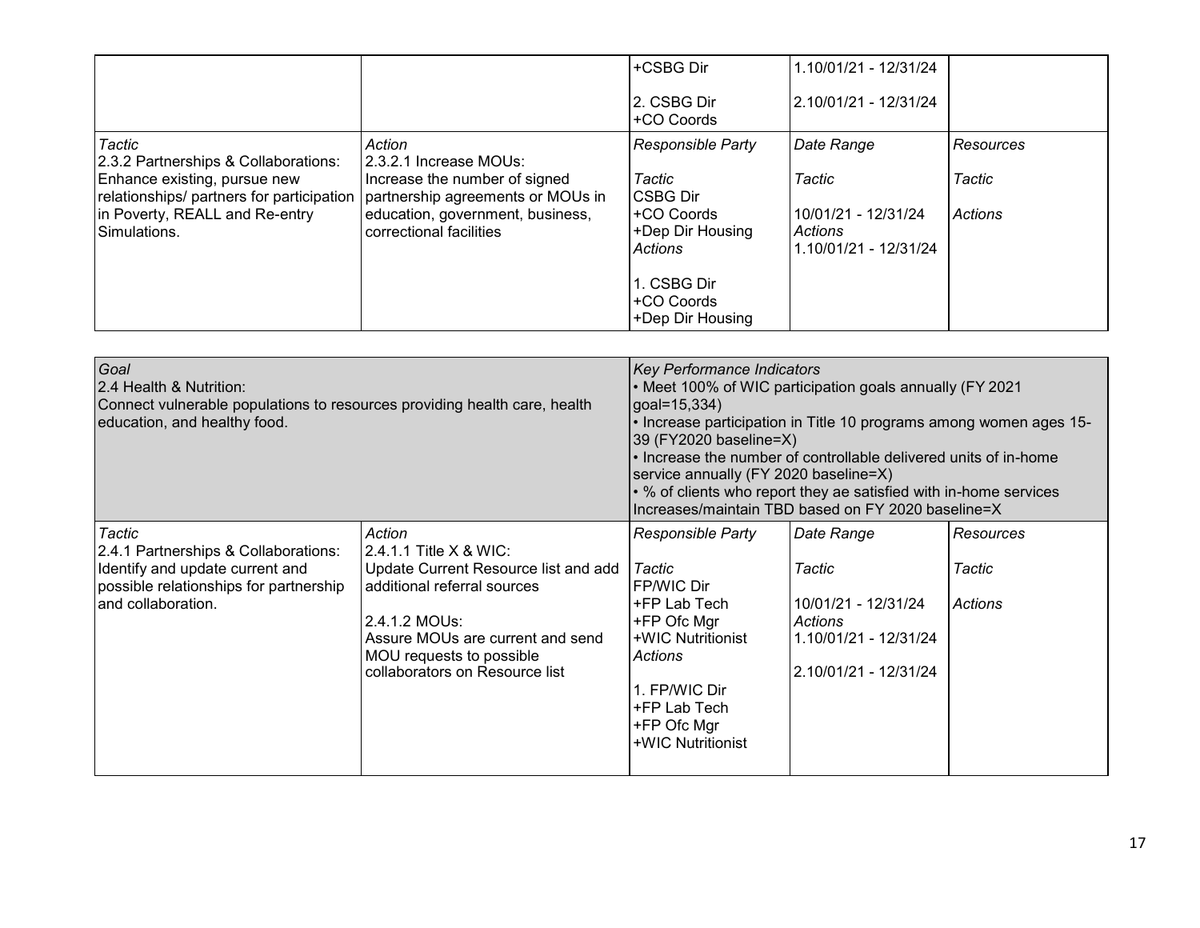| | | Responsible Party | Date Range | Resources |
|---|---|---|---|---|
| | | +CSBG Dir<br><br>2. CSBG Dir<br>+CO Coords | 1.10/01/21 - 12/31/24<br><br>2.10/01/21 - 12/31/24 | |
| *Tactic*<br>2.3.2 Partnerships & Collaborations: Enhance existing, pursue new relationships/ partners for participation in Poverty, REALL and Re-entry Simulations. | *Action*<br>2.3.2.1 Increase MOUs: Increase the number of signed partnership agreements or MOUs in education, government, business, correctional facilities | *Responsible Party*<br><br>*Tactic*<br>CSBG Dir<br>+CO Coords<br>+Dep Dir Housing<br>*Actions*<br><br>1. CSBG Dir<br>+CO Coords<br>+Dep Dir Housing | *Date Range*<br><br>*Tactic*<br><br>10/01/21 - 12/31/24<br>*Actions*<br>1.10/01/21 - 12/31/24 | *Resources*<br><br>*Tactic*<br><br>*Actions* |

| *Goal*<br>2.4 Health & Nutrition:<br>Connect vulnerable populations to resources providing health care, health education, and healthy food. | | *Key Performance Indicators*<br>• Meet 100% of WIC participation goals annually (FY 2021 goal=15,334)<br>• Increase participation in Title 10 programs among women ages 15-39 (FY2020 baseline=X)<br>• Increase the number of controllable delivered units of in-home service annually (FY 2020 baseline=X)<br>• % of clients who report they ae satisfied with in-home services Increases/maintain TBD based on FY 2020 baseline=X | | |
|---|---|---|---|---|
| *Tactic*<br>2.4.1 Partnerships & Collaborations: Identify and update current and possible relationships for partnership and collaboration. | *Action*<br>2.4.1.1 Title X & WIC: Update Current Resource list and add additional referral sources<br><br>2.4.1.2 MOUs: Assure MOUs are current and send MOU requests to possible collaborators on Resource list | *Responsible Party*<br><br>*Tactic*<br>FP/WIC Dir<br>+FP Lab Tech<br>+FP Ofc Mgr<br>+WIC Nutritionist<br>*Actions*<br><br>1. FP/WIC Dir<br>+FP Lab Tech<br>+FP Ofc Mgr<br>+WIC Nutritionist | *Date Range*<br><br>*Tactic*<br><br>10/01/21 - 12/31/24<br>*Actions*<br>1.10/01/21 - 12/31/24<br><br>2.10/01/21 - 12/31/24 | *Resources*<br><br>*Tactic*<br><br>*Actions* |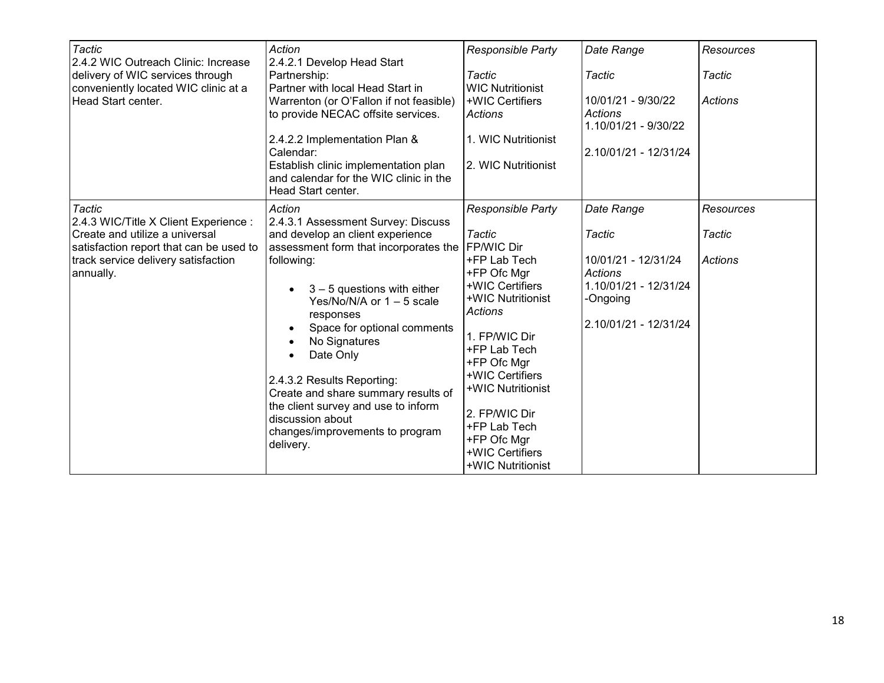| *Tactic* | *Action* | *Responsible Party* | *Date Range* | *Resources* |
|---|---|---|---|---|
| 2.4.2 WIC Outreach Clinic: Increase delivery of WIC services through conveniently located WIC clinic at a Head Start center. | 2.4.2.1 Develop Head Start Partnership:<br>Partner with local Head Start in Warrenton (or O'Fallon if not feasible) to provide NECAC offsite services.<br><br>2.4.2.2 Implementation Plan & Calendar:<br>Establish clinic implementation plan and calendar for the WIC clinic in the Head Start center. | *Tactic*<br>WIC Nutritionist<br>+WIC Certifiers<br>*Actions*<br><br>1. WIC Nutritionist<br><br>2. WIC Nutritionist | *Tactic*<br><br>10/01/21 - 9/30/22<br>*Actions*<br>1.10/01/21 - 9/30/22<br><br>2.10/01/21 - 12/31/24 | *Tactic*<br><br>*Actions* |
| *Tactic* | *Action* | *Responsible Party* | *Date Range* | *Resources* |
| 2.4.3 WIC/Title X Client Experience : Create and utilize a universal satisfaction report that can be used to track service delivery satisfaction annually. | 2.4.3.1 Assessment Survey: Discuss and develop an client experience assessment form that incorporates the following:<br><br>• 3 – 5 questions with either Yes/No/N/A or 1 – 5 scale responses<br>• Space for optional comments<br>• No Signatures<br>• Date Only<br><br>2.4.3.2 Results Reporting:<br>Create and share summary results of the client survey and use to inform discussion about changes/improvements to program delivery. | *Tactic*<br>FP/WIC Dir<br>+FP Lab Tech<br>+FP Ofc Mgr<br>+WIC Certifiers<br>+WIC Nutritionist<br>*Actions*<br><br>1. FP/WIC Dir<br>+FP Lab Tech<br>+FP Ofc Mgr<br>+WIC Certifiers<br>+WIC Nutritionist<br><br>2. FP/WIC Dir<br>+FP Lab Tech<br>+FP Ofc Mgr<br>+WIC Certifiers<br>+WIC Nutritionist | *Tactic*<br><br>10/01/21 - 12/31/24<br>*Actions*<br>1.10/01/21 - 12/31/24 -Ongoing<br><br>2.10/01/21 - 12/31/24 | *Tactic*<br><br>*Actions* |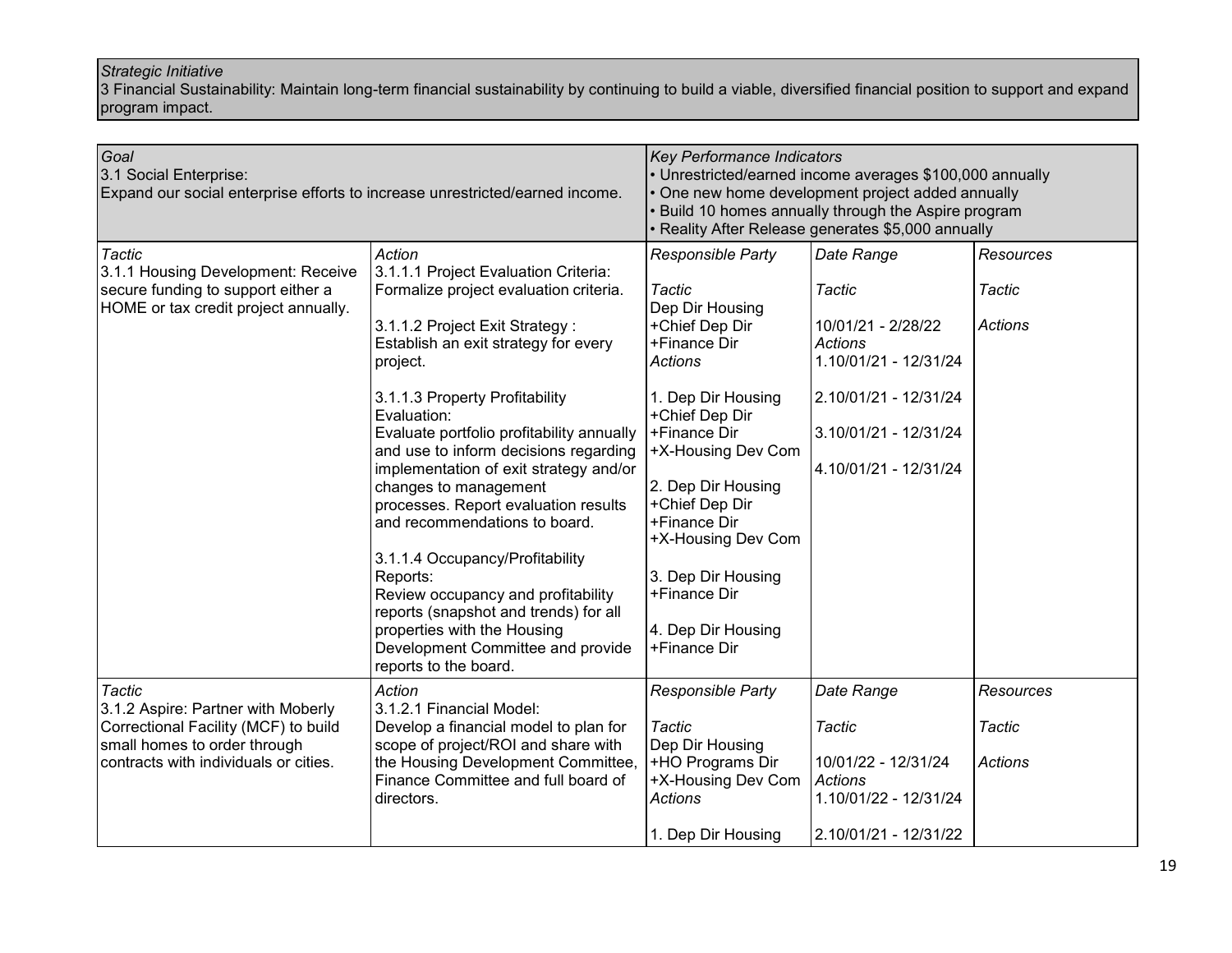*Strategic Initiative*
3 Financial Sustainability: Maintain long-term financial sustainability by continuing to build a viable, diversified financial position to support and expand program impact.

| *Goal* 3.1 Social Enterprise: Expand our social enterprise efforts to increase unrestricted/earned income. | | *Key Performance Indicators* • Unrestricted/earned income averages $100,000 annually • One new home development project added annually • Build 10 homes annually through the Aspire program • Reality After Release generates $5,000 annually | | |
|---|---|---|---|---|
| *Tactic* | *Action* | *Responsible Party* | *Date Range* | *Resources* |
| 3.1.1 Housing Development: Receive secure funding to support either a HOME or tax credit project annually. | 3.1.1.1 Project Evaluation Criteria: Formalize project evaluation criteria.<br><br>3.1.1.2 Project Exit Strategy : Establish an exit strategy for every project.<br><br>3.1.1.3 Property Profitability Evaluation: Evaluate portfolio profitability annually and use to inform decisions regarding implementation of exit strategy and/or changes to management processes. Report evaluation results and recommendations to board.<br><br>3.1.1.4 Occupancy/Profitability Reports: Review occupancy and profitability reports (snapshot and trends) for all properties with the Housing Development Committee and provide reports to the board. | *Tactic*<br>Dep Dir Housing +Chief Dep Dir +Finance Dir<br>*Actions*<br>1. Dep Dir Housing +Chief Dep Dir +Finance Dir +X-Housing Dev Com<br>2. Dep Dir Housing +Chief Dep Dir +Finance Dir +X-Housing Dev Com<br>3. Dep Dir Housing +Finance Dir<br>4. Dep Dir Housing +Finance Dir | *Tactic*<br>10/01/21 - 2/28/22<br>*Actions*<br>1.10/01/21 - 12/31/24<br>2.10/01/21 - 12/31/24<br>3.10/01/21 - 12/31/24<br>4.10/01/21 - 12/31/24 | *Tactic*<br><br>*Actions* |
| *Tactic* | *Action* | *Responsible Party* | *Date Range* | *Resources* |
| 3.1.2 Aspire: Partner with Moberly Correctional Facility (MCF) to build small homes to order through contracts with individuals or cities. | 3.1.2.1 Financial Model: Develop a financial model to plan for scope of project/ROI and share with the Housing Development Committee, Finance Committee and full board of directors. | *Tactic*<br>Dep Dir Housing +HO Programs Dir +X-Housing Dev Com<br>*Actions*<br>1. Dep Dir Housing | *Tactic*<br>10/01/22 - 12/31/24<br>*Actions*<br>1.10/01/22 - 12/31/24<br>2.10/01/21 - 12/31/22 | *Tactic*<br><br>*Actions* |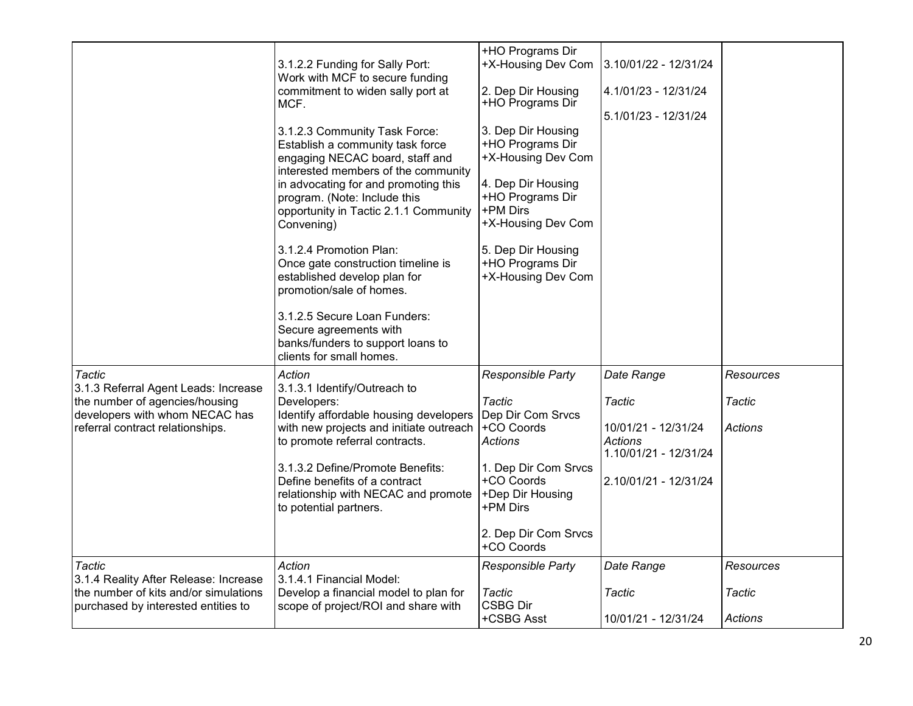| | | | | |
|---|---|---|---|---|
| | 3.1.2.2 Funding for Sally Port: Work with MCF to secure funding commitment to widen sally port at MCF.<br><br>3.1.2.3 Community Task Force: Establish a community task force engaging NECAC board, staff and interested members of the community in advocating for and promoting this program. (Note: Include this opportunity in Tactic 2.1.1 Community Convening)<br><br>3.1.2.4 Promotion Plan: Once gate construction timeline is established develop plan for promotion/sale of homes.<br><br>3.1.2.5 Secure Loan Funders: Secure agreements with banks/funders to support loans to clients for small homes. | +HO Programs Dir<br>+X-Housing Dev Com<br><br>2. Dep Dir Housing<br>+HO Programs Dir<br><br>3. Dep Dir Housing<br>+HO Programs Dir<br>+X-Housing Dev Com<br><br>4. Dep Dir Housing<br>+HO Programs Dir<br>+PM Dirs<br>+X-Housing Dev Com<br><br>5. Dep Dir Housing<br>+HO Programs Dir<br>+X-Housing Dev Com | 3.10/01/22 - 12/31/24<br><br>4.1/01/23 - 12/31/24<br><br>5.1/01/23 - 12/31/24 | |
| *Tactic*<br>3.1.3 Referral Agent Leads: Increase the number of agencies/housing developers with whom NECAC has referral contract relationships. | *Action*<br>3.1.3.1 Identify/Outreach to Developers: Identify affordable housing developers with new projects and initiate outreach to promote referral contracts.<br><br>3.1.3.2 Define/Promote Benefits: Define benefits of a contract relationship with NECAC and promote to potential partners. | *Responsible Party*<br><br>*Tactic*<br>Dep Dir Com Srvcs<br>+CO Coords<br>*Actions*<br><br>1. Dep Dir Com Srvcs<br>+CO Coords<br>+Dep Dir Housing<br>+PM Dirs<br><br>2. Dep Dir Com Srvcs<br>+CO Coords | *Date Range*<br><br>*Tactic*<br><br>10/01/21 - 12/31/24<br>*Actions*<br>1.10/01/21 - 12/31/24<br><br>2.10/01/21 - 12/31/24 | *Resources*<br><br>*Tactic*<br><br>*Actions* |
| *Tactic*<br>3.1.4 Reality After Release: Increase the number of kits and/or simulations purchased by interested entities to | *Action*<br>3.1.4.1 Financial Model: Develop a financial model to plan for scope of project/ROI and share with | *Responsible Party*<br><br>*Tactic*<br>CSBG Dir<br>+CSBG Asst | *Date Range*<br><br>*Tactic*<br><br>10/01/21 - 12/31/24 | *Resources*<br><br>*Tactic*<br><br>*Actions* |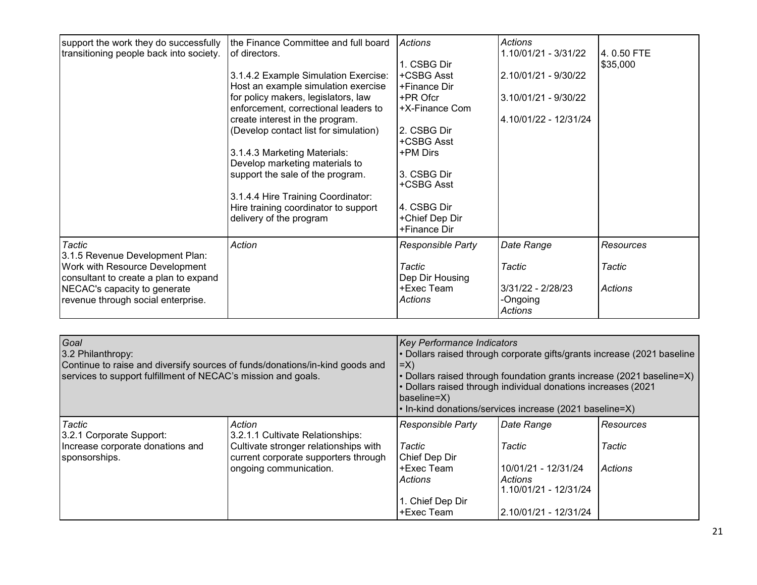| | | | | |
|---|---|---|---|---|
| support the work they do successfully transitioning people back into society. | the Finance Committee and full board of directors.<br><br>3.1.4.2 Example Simulation Exercise: Host an example simulation exercise for policy makers, legislators, law enforcement, correctional leaders to create interest in the program. (Develop contact list for simulation)<br><br>3.1.4.3 Marketing Materials: Develop marketing materials to support the sale of the program.<br><br>3.1.4.4 Hire Training Coordinator: Hire training coordinator to support delivery of the program | *Actions*<br><br>1. CSBG Dir +CSBG Asst +Finance Dir +PR Ofcr +X-Finance Com<br><br>2. CSBG Dir +CSBG Asst +PM Dirs<br><br>3. CSBG Dir +CSBG Asst<br><br>4. CSBG Dir +Chief Dep Dir +Finance Dir | *Actions*<br>1.10/01/21 - 3/31/22<br><br>2.10/01/21 - 9/30/22<br><br>3.10/01/21 - 9/30/22<br><br>4.10/01/22 - 12/31/24 | 4. 0.50 FTE $35,000 |
| *Tactic*<br>3.1.5 Revenue Development Plan: Work with Resource Development consultant to create a plan to expand NECAC's capacity to generate revenue through social enterprise. | *Action* | *Responsible Party*<br><br>*Tactic*<br>Dep Dir Housing +Exec Team<br>*Actions* | *Date Range*<br><br>*Tactic*<br><br>3/31/22 - 2/28/23 -Ongoing<br>*Actions* | *Resources*<br><br>*Tactic*<br><br>*Actions* |

| | | | | |
|---|---|---|---|---|
| *Goal*<br>3.2 Philanthropy:<br>Continue to raise and diversify sources of funds/donations/in-kind goods and services to support fulfillment of NECAC's mission and goals. | | *Key Performance Indicators*<br>• Dollars raised through corporate gifts/grants increase (2021 baseline =X)<br>• Dollars raised through foundation grants increase (2021 baseline=X)<br>• Dollars raised through individual donations increases (2021 baseline=X)<br>• In-kind donations/services increase (2021 baseline=X) | | |
| *Tactic*<br>3.2.1 Corporate Support:<br>Increase corporate donations and sponsorships. | *Action*<br>3.2.1.1 Cultivate Relationships:<br>Cultivate stronger relationships with current corporate supporters through ongoing communication. | *Responsible Party*<br><br>*Tactic*<br>Chief Dep Dir +Exec Team<br>*Actions*<br><br>1. Chief Dep Dir +Exec Team | *Date Range*<br><br>*Tactic*<br><br>10/01/21 - 12/31/24<br>*Actions*<br>1.10/01/21 - 12/31/24<br><br>2.10/01/21 - 12/31/24 | *Resources*<br><br>*Tactic*<br><br>*Actions* |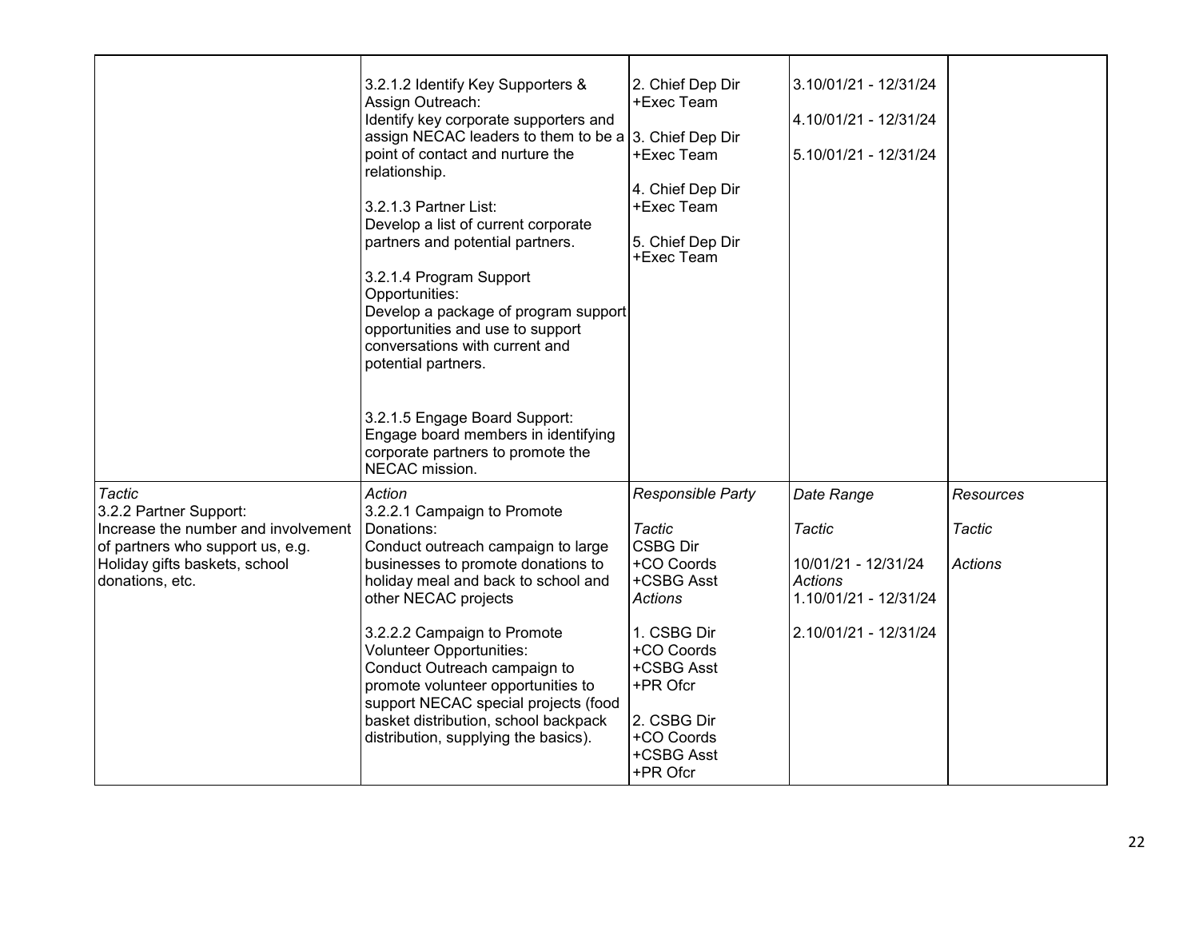| | | | | |
|---|---|---|---|---|
| | 3.2.1.2 Identify Key Supporters & Assign Outreach:<br>Identify key corporate supporters and assign NECAC leaders to them to be a point of contact and nurture the relationship.<br><br>3.2.1.3 Partner List:<br>Develop a list of current corporate partners and potential partners.<br><br>3.2.1.4 Program Support Opportunities:<br>Develop a package of program support opportunities and use to support conversations with current and potential partners.<br><br>3.2.1.5 Engage Board Support:<br>Engage board members in identifying corporate partners to promote the NECAC mission. | 2. Chief Dep Dir +Exec Team<br><br>3. Chief Dep Dir +Exec Team<br><br>4. Chief Dep Dir +Exec Team<br><br>5. Chief Dep Dir +Exec Team | 3.10/01/21 - 12/31/24<br><br>4.10/01/21 - 12/31/24<br><br>5.10/01/21 - 12/31/24 | |
| *Tactic*<br>3.2.2 Partner Support:<br>Increase the number and involvement of partners who support us, e.g. Holiday gifts baskets, school donations, etc. | *Action*<br>3.2.2.1 Campaign to Promote Donations:<br>Conduct outreach campaign to large businesses to promote donations to holiday meal and back to school and other NECAC projects<br><br>3.2.2.2 Campaign to Promote Volunteer Opportunities:<br>Conduct Outreach campaign to promote volunteer opportunities to support NECAC special projects (food basket distribution, school backpack distribution, supplying the basics). | *Responsible Party*<br><br>*Tactic*<br>CSBG Dir +CO Coords +CSBG Asst<br>*Actions*<br><br>1. CSBG Dir +CO Coords +CSBG Asst +PR Ofcr<br><br>2. CSBG Dir +CO Coords +CSBG Asst +PR Ofcr | *Date Range*<br><br>*Tactic*<br><br>10/01/21 - 12/31/24<br>*Actions*<br>1.10/01/21 - 12/31/24<br><br>2.10/01/21 - 12/31/24 | *Resources*<br><br>*Tactic*<br><br>*Actions* |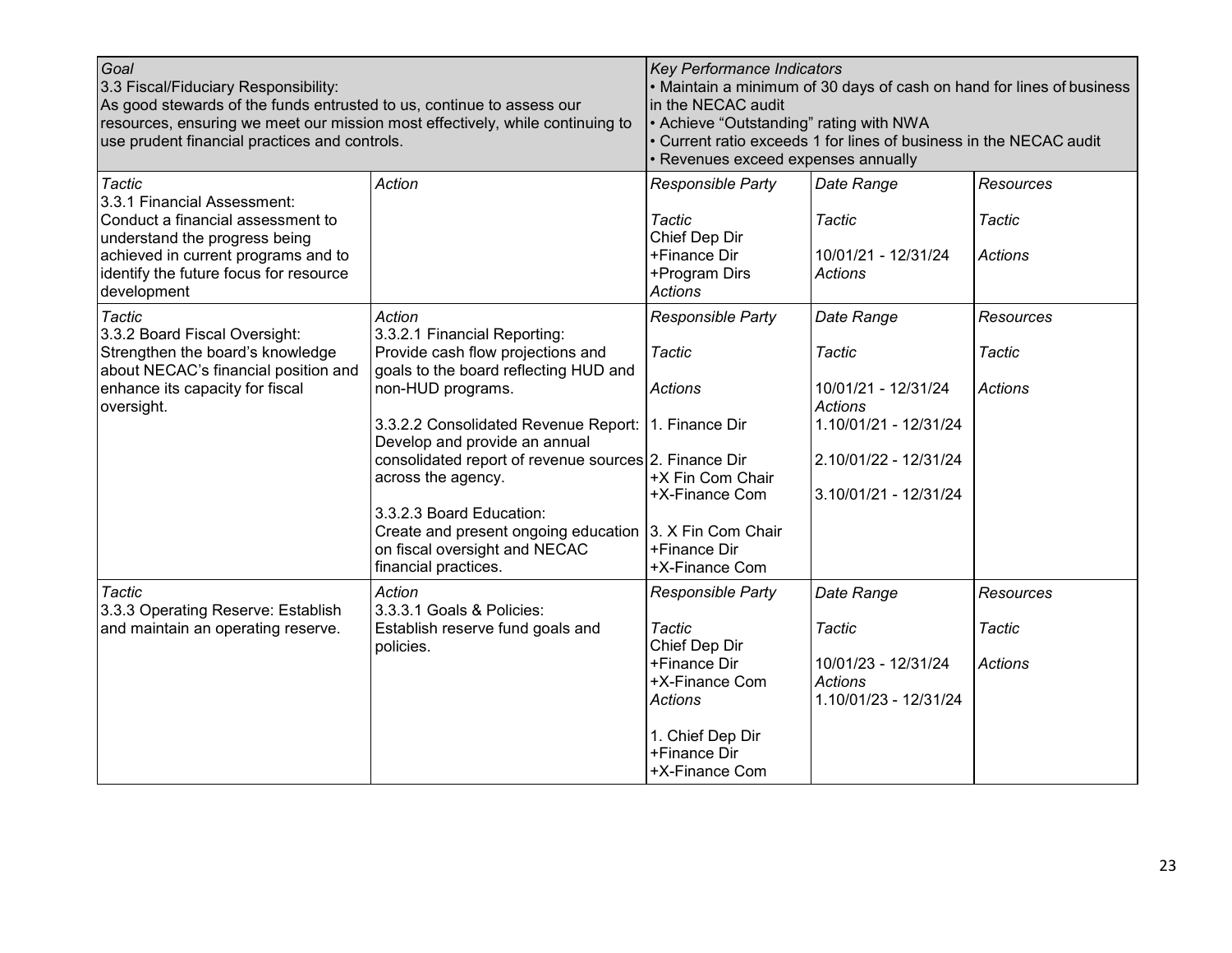| *Goal*<br>3.3 Fiscal/Fiduciary Responsibility:<br>As good stewards of the funds entrusted to us, continue to assess our resources, ensuring we meet our mission most effectively, while continuing to use prudent financial practices and controls. | | *Key Performance Indicators*<br>• Maintain a minimum of 30 days of cash on hand for lines of business in the NECAC audit<br>• Achieve "Outstanding" rating with NWA<br>• Current ratio exceeds 1 for lines of business in the NECAC audit<br>• Revenues exceed expenses annually | | |
|---|---|---|---|---|
| *Tactic*<br>3.3.1 Financial Assessment:<br>Conduct a financial assessment to understand the progress being achieved in current programs and to identify the future focus for resource development | *Action* | *Responsible Party*<br><br>*Tactic*<br>Chief Dep Dir<br>+Finance Dir<br>+Program Dirs<br>*Actions* | *Date Range*<br><br>*Tactic*<br><br>10/01/21 - 12/31/24<br>*Actions* | *Resources*<br><br>*Tactic*<br><br>*Actions* |
| *Tactic*<br>3.3.2 Board Fiscal Oversight:<br>Strengthen the board's knowledge about NECAC's financial position and enhance its capacity for fiscal oversight. | *Action*<br>3.3.2.1 Financial Reporting:<br>Provide cash flow projections and goals to the board reflecting HUD and non-HUD programs.<br><br>3.3.2.2 Consolidated Revenue Report: Develop and provide an annual consolidated report of revenue sources across the agency.<br><br>3.3.2.3 Board Education:<br>Create and present ongoing education on fiscal oversight and NECAC financial practices. | *Responsible Party*<br><br>*Tactic*<br><br>*Actions*<br><br>1. Finance Dir<br><br>2. Finance Dir<br>+X Fin Com Chair<br>+X-Finance Com<br><br>3. X Fin Com Chair<br>+Finance Dir<br>+X-Finance Com | *Date Range*<br><br>*Tactic*<br><br>10/01/21 - 12/31/24<br>*Actions*<br>1.10/01/21 - 12/31/24<br><br>2.10/01/22 - 12/31/24<br><br>3.10/01/21 - 12/31/24 | *Resources*<br><br>*Tactic*<br><br>*Actions* |
| *Tactic*<br>3.3.3 Operating Reserve: Establish and maintain an operating reserve. | *Action*<br>3.3.3.1 Goals & Policies:<br>Establish reserve fund goals and policies. | *Responsible Party*<br><br>*Tactic*<br>Chief Dep Dir<br>+Finance Dir<br>+X-Finance Com<br>*Actions*<br><br>1. Chief Dep Dir<br>+Finance Dir<br>+X-Finance Com | *Date Range*<br><br>*Tactic*<br><br>10/01/23 - 12/31/24<br>*Actions*<br>1.10/01/23 - 12/31/24 | *Resources*<br><br>*Tactic*<br><br>*Actions* |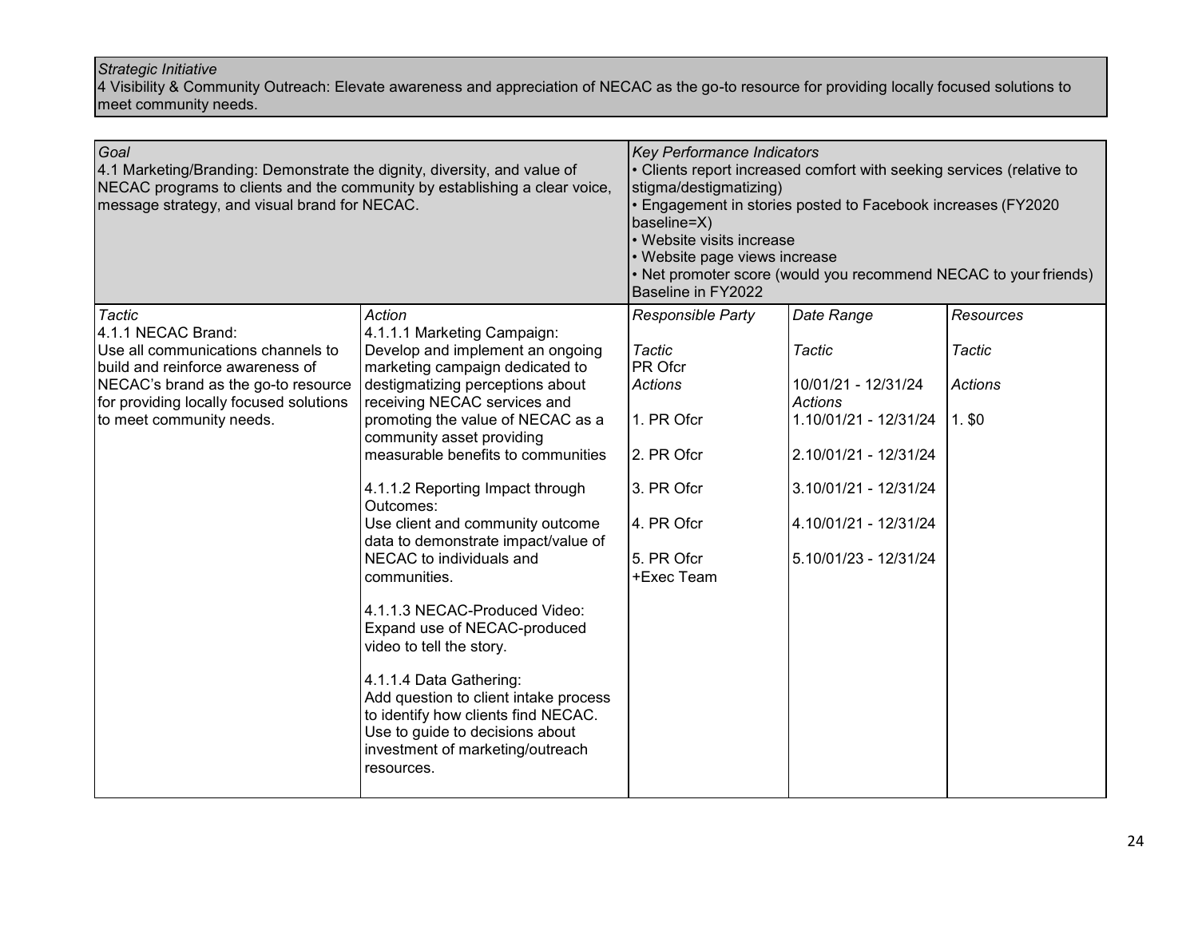*Strategic Initiative*
4 Visibility & Community Outreach: Elevate awareness and appreciation of NECAC as the go-to resource for providing locally focused solutions to meet community needs.

| *Goal* 4.1 Marketing/Branding: Demonstrate the dignity, diversity, and value of NECAC programs to clients and the community by establishing a clear voice, message strategy, and visual brand for NECAC. | | *Key Performance Indicators* • Clients report increased comfort with seeking services (relative to stigma/destigmatizing) • Engagement in stories posted to Facebook increases (FY2020 baseline=X) • Website visits increase • Website page views increase • Net promoter score (would you recommend NECAC to your friends) Baseline in FY2022 | | |
|---|---|---|---|---|
| *Tactic* | *Action* | *Responsible Party* | *Date Range* | *Resources* |
| 4.1.1 NECAC Brand: Use all communications channels to build and reinforce awareness of NECAC's brand as the go-to resource for providing locally focused solutions to meet community needs. | 4.1.1.1 Marketing Campaign: Develop and implement an ongoing marketing campaign dedicated to destigmatizing perceptions about receiving NECAC services and promoting the value of NECAC as a community asset providing measurable benefits to communities<br><br>4.1.1.2 Reporting Impact through Outcomes: Use client and community outcome data to demonstrate impact/value of NECAC to individuals and communities.<br><br>4.1.1.3 NECAC-Produced Video: Expand use of NECAC-produced video to tell the story.<br><br>4.1.1.4 Data Gathering: Add question to client intake process to identify how clients find NECAC. Use to guide to decisions about investment of marketing/outreach resources. | *Tactic*<br>PR Ofcr<br>*Actions*<br>1. PR Ofcr<br>2. PR Ofcr<br>3. PR Ofcr<br>4. PR Ofcr<br>5. PR Ofcr +Exec Team | *Tactic*<br>10/01/21 - 12/31/24<br>*Actions*<br>1.10/01/21 - 12/31/24<br>2.10/01/21 - 12/31/24<br>3.10/01/21 - 12/31/24<br>4.10/01/21 - 12/31/24<br>5.10/01/23 - 12/31/24 | *Tactic*<br><br>*Actions*<br>1. $0 |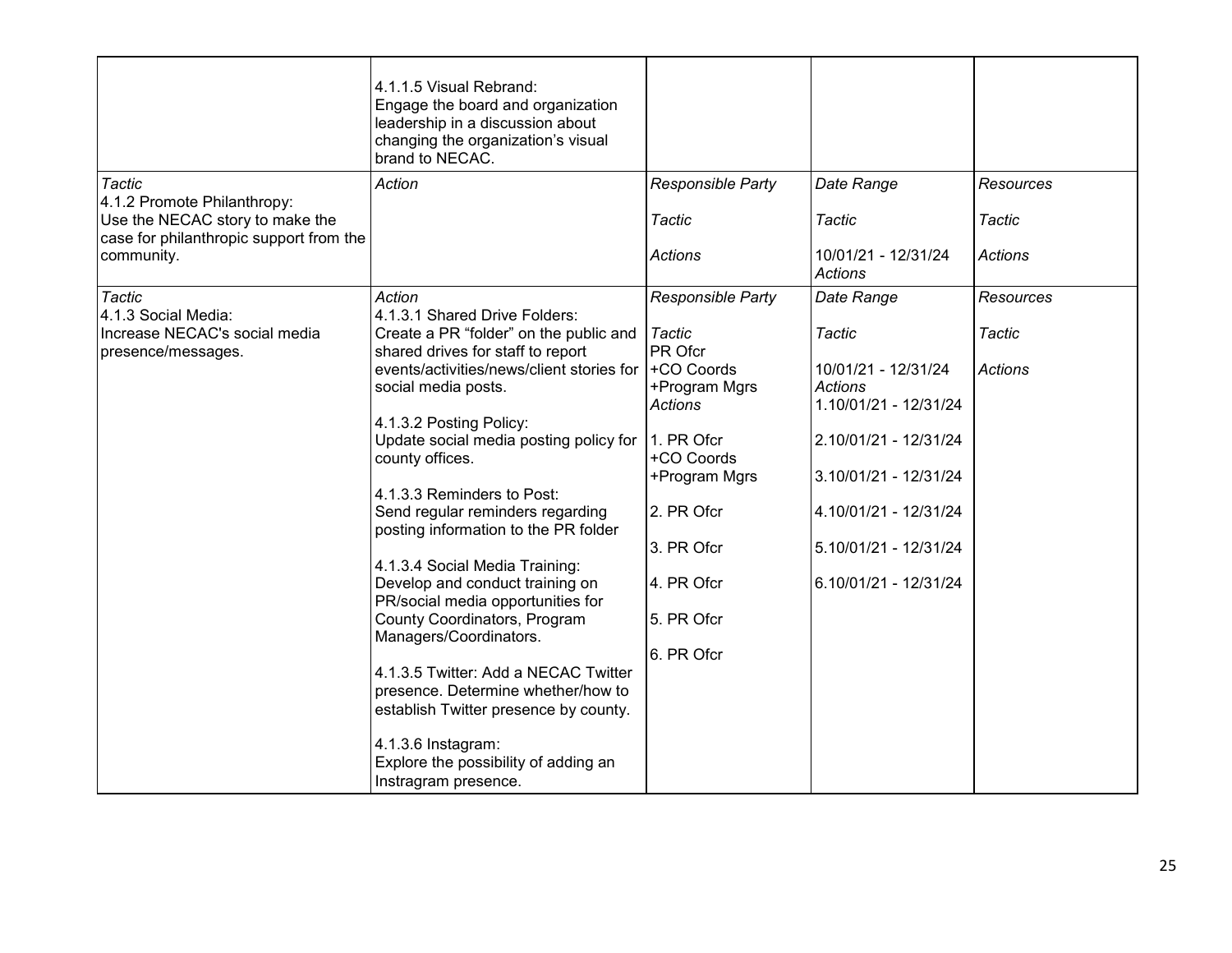| | | | | |
|---|---|---|---|---|
| | 4.1.1.5 Visual Rebrand:<br>Engage the board and organization leadership in a discussion about changing the organization's visual brand to NECAC. | | | |
| *Tactic*<br>4.1.2 Promote Philanthropy:<br>Use the NECAC story to make the case for philanthropic support from the community. | *Action* | *Responsible Party*<br><br>*Tactic*<br><br>*Actions* | *Date Range*<br><br>*Tactic*<br><br>10/01/21 - 12/31/24<br>*Actions* | *Resources*<br><br>*Tactic*<br><br>*Actions* |
| *Tactic*<br>4.1.3 Social Media:<br>Increase NECAC's social media presence/messages. | *Action*<br>4.1.3.1 Shared Drive Folders:<br>Create a PR "folder" on the public and shared drives for staff to report events/activities/news/client stories for social media posts.<br><br>4.1.3.2 Posting Policy:<br>Update social media posting policy for county offices.<br><br>4.1.3.3 Reminders to Post:<br>Send regular reminders regarding posting information to the PR folder<br><br>4.1.3.4 Social Media Training:<br>Develop and conduct training on PR/social media opportunities for County Coordinators, Program Managers/Coordinators.<br><br>4.1.3.5 Twitter: Add a NECAC Twitter presence. Determine whether/how to establish Twitter presence by county.<br><br>4.1.3.6 Instagram:<br>Explore the possibility of adding an Instragram presence. | *Responsible Party*<br><br>*Tactic*<br>PR Ofcr<br>+CO Coords<br>+Program Mgrs<br>*Actions*<br><br>1. PR Ofcr<br>+CO Coords<br>+Program Mgrs<br><br>2. PR Ofcr<br><br>3. PR Ofcr<br><br>4. PR Ofcr<br><br>5. PR Ofcr<br><br>6. PR Ofcr | *Date Range*<br><br>*Tactic*<br><br>10/01/21 - 12/31/24<br>*Actions*<br>1.10/01/21 - 12/31/24<br><br>2.10/01/21 - 12/31/24<br><br>3.10/01/21 - 12/31/24<br><br>4.10/01/21 - 12/31/24<br><br>5.10/01/21 - 12/31/24<br><br>6.10/01/21 - 12/31/24 | *Resources*<br><br>*Tactic*<br><br>*Actions* |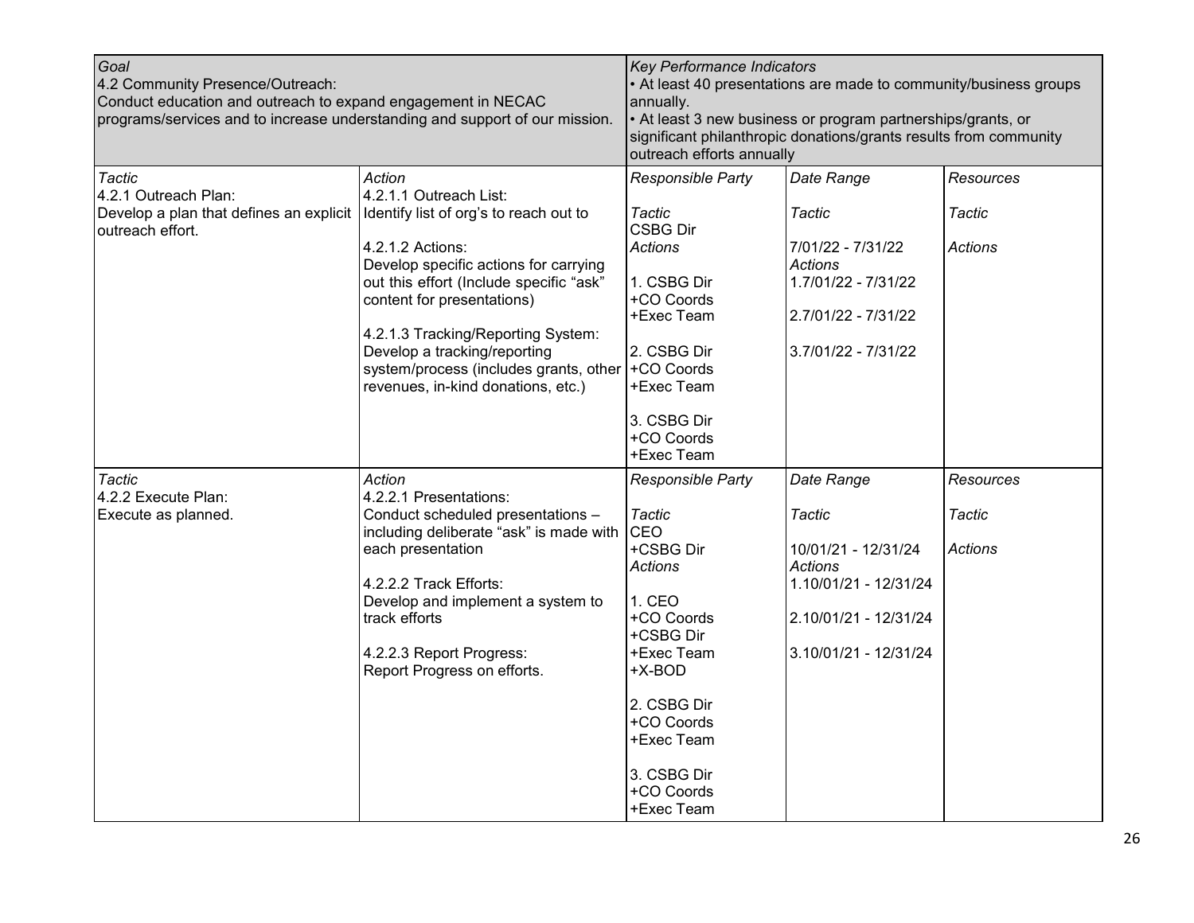| *Goal*<br>4.2 Community Presence/Outreach:<br>Conduct education and outreach to expand engagement in NECAC programs/services and to increase understanding and support of our mission. | | *Key Performance Indicators*<br>• At least 40 presentations are made to community/business groups annually.<br>• At least 3 new business or program partnerships/grants, or significant philanthropic donations/grants results from community outreach efforts annually | | |
|---|---|---|---|---|
| *Tactic*<br>4.2.1 Outreach Plan:<br>Develop a plan that defines an explicit outreach effort. | *Action*<br>4.2.1.1 Outreach List:<br>Identify list of org's to reach out to<br><br>4.2.1.2 Actions:<br>Develop specific actions for carrying out this effort (Include specific "ask" content for presentations)<br><br>4.2.1.3 Tracking/Reporting System:<br>Develop a tracking/reporting system/process (includes grants, other revenues, in-kind donations, etc.) | *Responsible Party*<br><br>*Tactic*<br>CSBG Dir<br>*Actions*<br><br>1. CSBG Dir<br>+CO Coords<br>+Exec Team<br><br>2. CSBG Dir<br>+CO Coords<br>+Exec Team<br><br>3. CSBG Dir<br>+CO Coords<br>+Exec Team | *Date Range*<br><br>*Tactic*<br><br>7/01/22 - 7/31/22<br>*Actions*<br>1.7/01/22 - 7/31/22<br><br>2.7/01/22 - 7/31/22<br><br>3.7/01/22 - 7/31/22 | *Resources*<br><br>*Tactic*<br><br>*Actions* |
| *Tactic*<br>4.2.2 Execute Plan:<br>Execute as planned. | *Action*<br>4.2.2.1 Presentations:<br>Conduct scheduled presentations – including deliberate "ask" is made with each presentation<br><br>4.2.2.2 Track Efforts:<br>Develop and implement a system to track efforts<br><br>4.2.2.3 Report Progress:<br>Report Progress on efforts. | *Responsible Party*<br><br>*Tactic*<br>CEO<br>+CSBG Dir<br>*Actions*<br><br>1. CEO<br>+CO Coords<br>+CSBG Dir<br>+Exec Team<br>+X-BOD<br><br>2. CSBG Dir<br>+CO Coords<br>+Exec Team<br><br>3. CSBG Dir<br>+CO Coords<br>+Exec Team | *Date Range*<br><br>*Tactic*<br><br>10/01/21 - 12/31/24<br>*Actions*<br>1.10/01/21 - 12/31/24<br><br>2.10/01/21 - 12/31/24<br><br>3.10/01/21 - 12/31/24 | *Resources*<br><br>*Tactic*<br><br>*Actions* |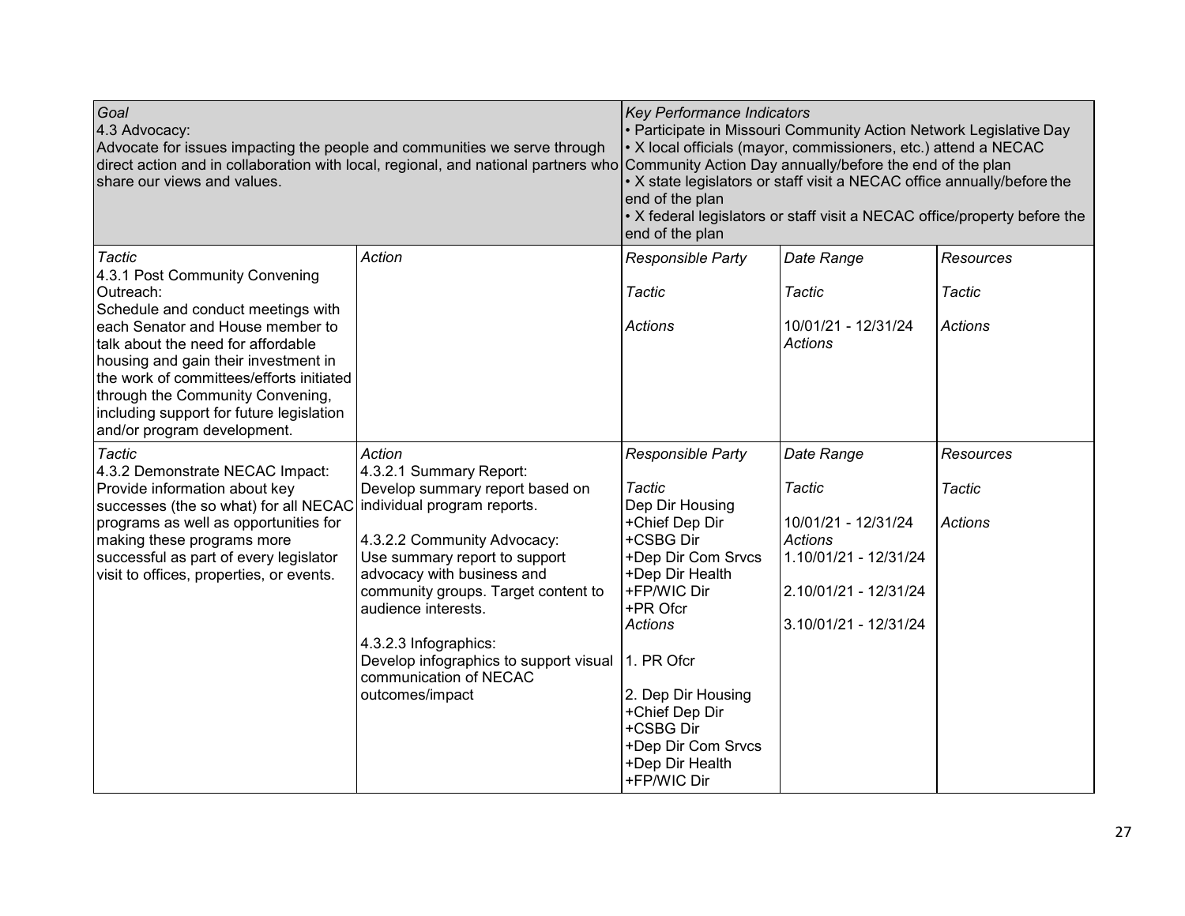| Goal<br>4.3 Advocacy:<br>Advocate for issues impacting the people and communities we serve through direct action and in collaboration with local, regional, and national partners who share our views and values. | | Key Performance Indicators<br>• Participate in Missouri Community Action Network Legislative Day<br>• X local officials (mayor, commissioners, etc.) attend a NECAC Community Action Day annually/before the end of the plan<br>• X state legislators or staff visit a NECAC office annually/before the end of the plan<br>• X federal legislators or staff visit a NECAC office/property before the end of the plan | | |
|---|---|---|---|---|
| *Tactic*<br>4.3.1 Post Community Convening Outreach:<br>Schedule and conduct meetings with each Senator and House member to talk about the need for affordable housing and gain their investment in the work of committees/efforts initiated through the Community Convening, including support for future legislation and/or program development. | *Action* | *Responsible Party*<br><br>*Tactic*<br><br>*Actions* | *Date Range*<br><br>*Tactic*<br><br>10/01/21 - 12/31/24<br>*Actions* | *Resources*<br><br>*Tactic*<br><br>*Actions* |
| *Tactic*<br>4.3.2 Demonstrate NECAC Impact:<br>Provide information about key successes (the so what) for all NECAC programs as well as opportunities for making these programs more successful as part of every legislator visit to offices, properties, or events. | *Action*<br>4.3.2.1 Summary Report:<br>Develop summary report based on individual program reports.<br><br>4.3.2.2 Community Advocacy:<br>Use summary report to support advocacy with business and community groups. Target content to audience interests.<br><br>4.3.2.3 Infographics:<br>Develop infographics to support visual communication of NECAC outcomes/impact | *Responsible Party*<br><br>*Tactic*<br>Dep Dir Housing<br>+Chief Dep Dir<br>+CSBG Dir<br>+Dep Dir Com Srvcs<br>+Dep Dir Health<br>+FP/WIC Dir<br>+PR Ofcr<br>*Actions*<br><br>1. PR Ofcr<br><br>2. Dep Dir Housing<br>+Chief Dep Dir<br>+CSBG Dir<br>+Dep Dir Com Srvcs<br>+Dep Dir Health<br>+FP/WIC Dir | *Date Range*<br><br>*Tactic*<br><br>10/01/21 - 12/31/24<br>*Actions*<br>1.10/01/21 - 12/31/24<br><br>2.10/01/21 - 12/31/24<br><br>3.10/01/21 - 12/31/24 | *Resources*<br><br>*Tactic*<br><br>*Actions* |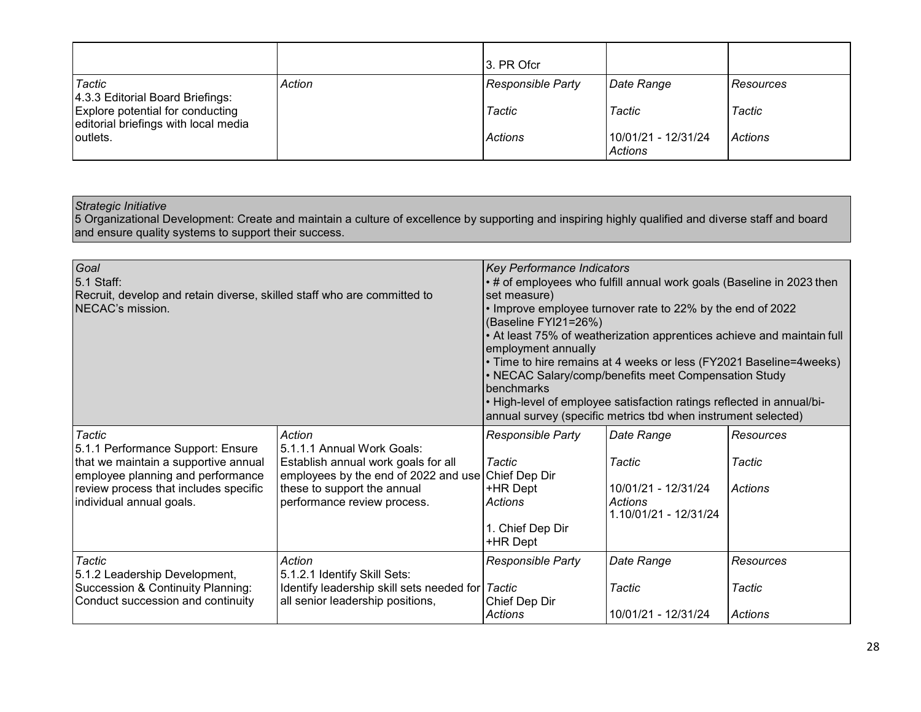| | | 3. PR Ofcr | | |
|---|---|---|---|---|
| *Tactic*<br>4.3.3 Editorial Board Briefings: Explore potential for conducting editorial briefings with local media outlets. | *Action* | *Responsible Party*<br><br>*Tactic*<br><br>*Actions* | *Date Range*<br><br>*Tactic*<br><br>10/01/21 - 12/31/24<br>*Actions* | *Resources*<br><br>*Tactic*<br><br>*Actions* |

| *Strategic Initiative* |
|---|
| 5 Organizational Development: Create and maintain a culture of excellence by supporting and inspiring highly qualified and diverse staff and board and ensure quality systems to support their success. |

| *Goal*<br>5.1 Staff:<br>Recruit, develop and retain diverse, skilled staff who are committed to NECAC's mission. | | *Key Performance Indicators*<br>• # of employees who fulfill annual work goals (Baseline in 2023 then set measure)<br>• Improve employee turnover rate to 22% by the end of 2022 (Baseline FYI21=26%)<br>• At least 75% of weatherization apprentices achieve and maintain full employment annually<br>• Time to hire remains at 4 weeks or less (FY2021 Baseline=4weeks)<br>• NECAC Salary/comp/benefits meet Compensation Study benchmarks<br>• High-level of employee satisfaction ratings reflected in annual/bi-annual survey (specific metrics tbd when instrument selected) | | |
|---|---|---|---|---|
| *Tactic*<br>5.1.1 Performance Support: Ensure that we maintain a supportive annual employee planning and performance review process that includes specific individual annual goals. | *Action*<br>5.1.1.1 Annual Work Goals:<br>Establish annual work goals for all employees by the end of 2022 and use these to support the annual performance review process. | *Responsible Party*<br><br>*Tactic*<br>Chief Dep Dir<br>+HR Dept<br>*Actions*<br><br>1. Chief Dep Dir<br>+HR Dept | *Date Range*<br><br>*Tactic*<br><br>10/01/21 - 12/31/24<br>*Actions*<br>1.10/01/21 - 12/31/24 | *Resources*<br><br>*Tactic*<br><br>*Actions* |
| *Tactic*<br>5.1.2 Leadership Development, Succession & Continuity Planning: Conduct succession and continuity | *Action*<br>5.1.2.1 Identify Skill Sets:<br>Identify leadership skill sets needed for all senior leadership positions, | *Responsible Party*<br><br>*Tactic*<br>Chief Dep Dir<br>*Actions* | *Date Range*<br><br>*Tactic*<br><br>10/01/21 - 12/31/24 | *Resources*<br><br>*Tactic*<br><br>*Actions* |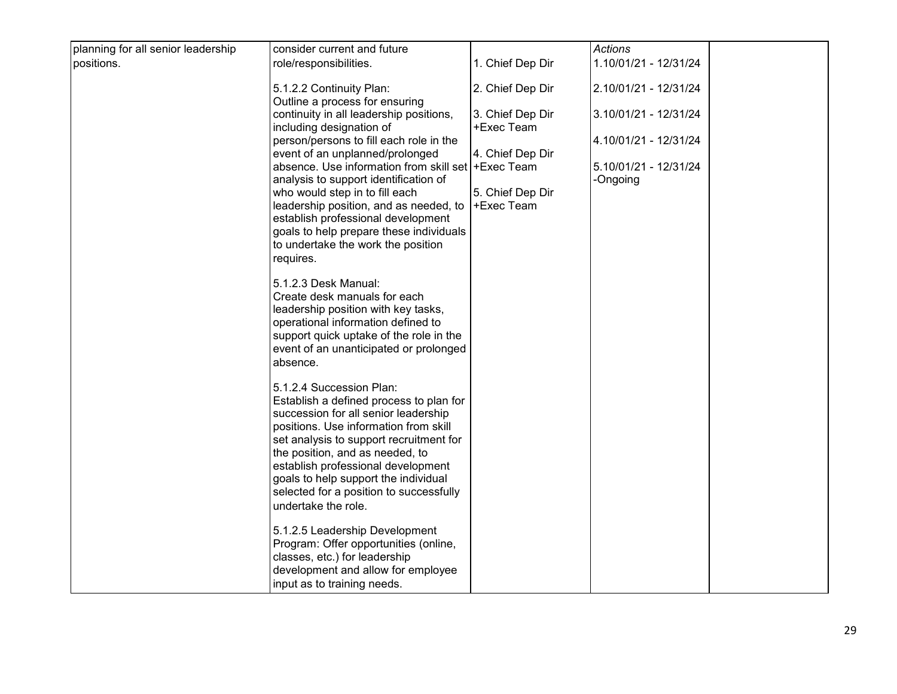| | | | | |
|---|---|---|---|---|
| planning for all senior leadership positions. | consider current and future role/responsibilities.<br><br>5.1.2.2 Continuity Plan:<br>Outline a process for ensuring continuity in all leadership positions, including designation of person/persons to fill each role in the event of an unplanned/prolonged absence. Use information from skill set analysis to support identification of who would step in to fill each leadership position, and as needed, to establish professional development goals to help prepare these individuals to undertake the work the position requires.<br><br>5.1.2.3 Desk Manual:<br>Create desk manuals for each leadership position with key tasks, operational information defined to support quick uptake of the role in the event of an unanticipated or prolonged absence.<br><br>5.1.2.4 Succession Plan:<br>Establish a defined process to plan for succession for all senior leadership positions. Use information from skill set analysis to support recruitment for the position, and as needed, to establish professional development goals to help support the individual selected for a position to successfully undertake the role.<br><br>5.1.2.5 Leadership Development Program: Offer opportunities (online, classes, etc.) for leadership development and allow for employee input as to training needs. | 1. Chief Dep Dir<br><br>2. Chief Dep Dir<br><br>3. Chief Dep Dir +Exec Team<br><br>4. Chief Dep Dir +Exec Team<br><br>5. Chief Dep Dir +Exec Team | *Actions*<br>1.10/01/21 - 12/31/24<br><br>2.10/01/21 - 12/31/24<br><br>3.10/01/21 - 12/31/24<br><br>4.10/01/21 - 12/31/24<br><br>5.10/01/21 - 12/31/24 -Ongoing | |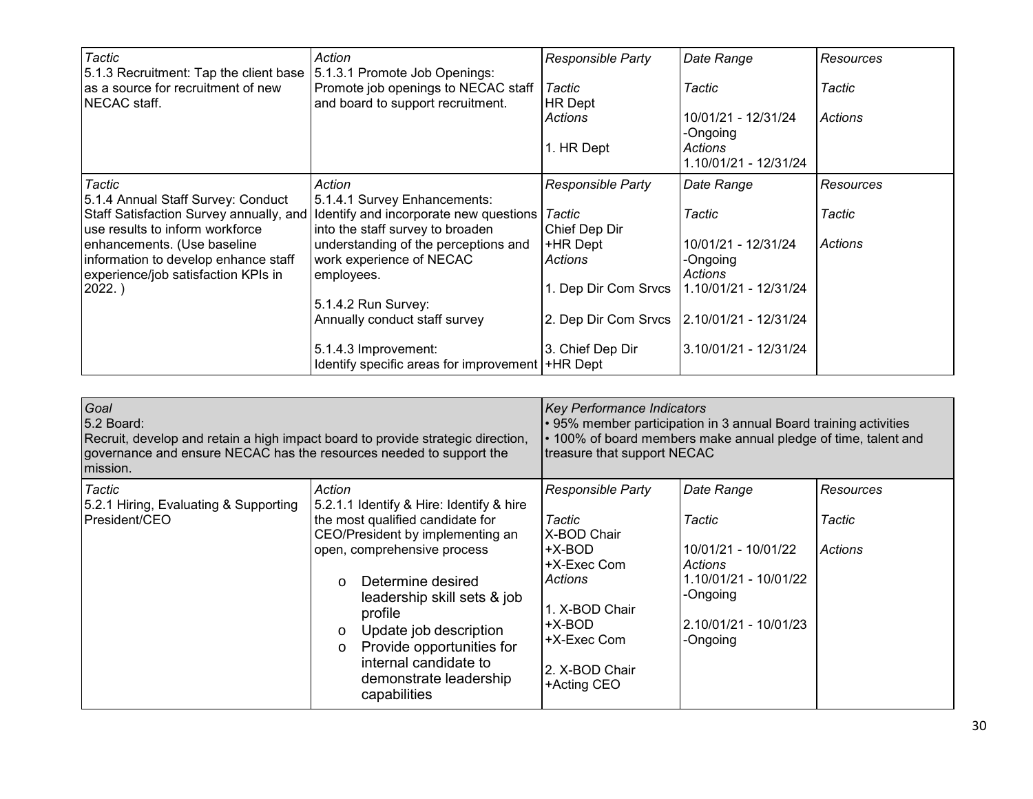| *Tactic* | *Action* | *Responsible Party* | *Date Range* | *Resources* |
|---|---|---|---|---|
| 5.1.3 Recruitment: Tap the client base as a source for recruitment of new NECAC staff. | 5.1.3.1 Promote Job Openings: Promote job openings to NECAC staff and board to support recruitment. | *Tactic*<br>HR Dept<br>*Actions*<br>1. HR Dept | *Tactic*<br>10/01/21 - 12/31/24 -Ongoing<br>*Actions*<br>1.10/01/21 - 12/31/24 | *Tactic*<br>*Actions* |

| *Tactic* | *Action* | *Responsible Party* | *Date Range* | *Resources* |
|---|---|---|---|---|
| 5.1.4 Annual Staff Survey: Conduct Staff Satisfaction Survey annually, and use results to inform workforce enhancements. (Use baseline information to develop enhance staff experience/job satisfaction KPIs in 2022. ) | 5.1.4.1 Survey Enhancements: Identify and incorporate new questions into the staff survey to broaden understanding of the perceptions and work experience of NECAC employees.<br><br>5.1.4.2 Run Survey: Annually conduct staff survey<br><br>5.1.4.3 Improvement: Identify specific areas for improvement | *Tactic*<br>Chief Dep Dir +HR Dept<br>*Actions*<br>1. Dep Dir Com Srvcs<br>2. Dep Dir Com Srvcs<br>3. Chief Dep Dir +HR Dept | *Tactic*<br>10/01/21 - 12/31/24 -Ongoing<br>*Actions*<br>1.10/01/21 - 12/31/24<br>2.10/01/21 - 12/31/24<br>3.10/01/21 - 12/31/24 | *Tactic*<br>*Actions* |

| *Goal* | | *Key Performance Indicators* | | |
|---|---|---|---|---|
| 5.2 Board: Recruit, develop and retain a high impact board to provide strategic direction, governance and ensure NECAC has the resources needed to support the mission. | | • 95% member participation in 3 annual Board training activities<br>• 100% of board members make annual pledge of time, talent and treasure that support NECAC | | |
| *Tactic* | *Action* | *Responsible Party* | *Date Range* | *Resources* |
| 5.2.1 Hiring, Evaluating & Supporting President/CEO | 5.2.1.1 Identify & Hire: Identify & hire the most qualified candidate for CEO/President by implementing an open, comprehensive process<br>o Determine desired leadership skill sets & job profile<br>o Update job description<br>o Provide opportunities for internal candidate to demonstrate leadership capabilities | *Tactic*<br>X-BOD Chair +X-BOD +X-Exec Com<br>*Actions*<br>1. X-BOD Chair +X-BOD +X-Exec Com<br>2. X-BOD Chair +Acting CEO | *Tactic*<br>10/01/21 - 10/01/22<br>*Actions*<br>1.10/01/21 - 10/01/22 -Ongoing<br>2.10/01/21 - 10/01/23 -Ongoing | *Tactic*<br>*Actions* |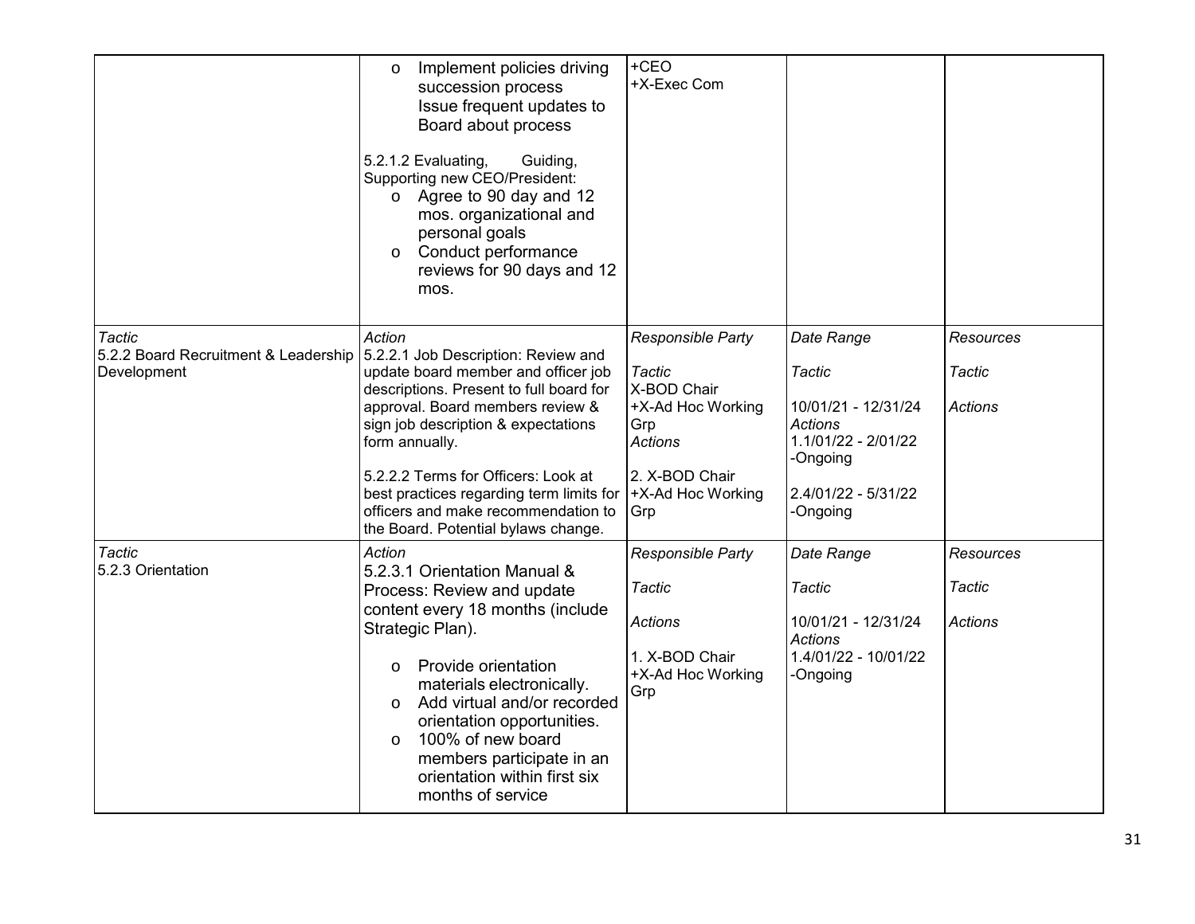| | | | | |
|---|---|---|---|---|
| | o Implement policies driving succession process<br>Issue frequent updates to Board about process<br><br>5.2.1.2 Evaluating, Guiding, Supporting new CEO/President:<br>o Agree to 90 day and 12 mos. organizational and personal goals<br>o Conduct performance reviews for 90 days and 12 mos. | +CEO<br>+X-Exec Com | | |
| *Tactic*<br>5.2.2 Board Recruitment & Leadership Development | *Action*<br>5.2.2.1 Job Description: Review and update board member and officer job descriptions. Present to full board for approval. Board members review & sign job description & expectations form annually.<br><br>5.2.2.2 Terms for Officers: Look at best practices regarding term limits for officers and make recommendation to the Board. Potential bylaws change. | *Responsible Party*<br><br>*Tactic*<br>X-BOD Chair<br>+X-Ad Hoc Working Grp<br>*Actions*<br><br>2. X-BOD Chair<br>+X-Ad Hoc Working Grp | *Date Range*<br><br>*Tactic*<br><br>10/01/21 - 12/31/24<br>*Actions*<br>1.1/01/22 - 2/01/22 -Ongoing<br><br>2.4/01/22 - 5/31/22 -Ongoing | *Resources*<br><br>*Tactic*<br><br>*Actions* |
| *Tactic*<br>5.2.3 Orientation | *Action*<br>5.2.3.1 Orientation Manual & Process: Review and update content every 18 months (include Strategic Plan).<br><br>o Provide orientation materials electronically.<br>o Add virtual and/or recorded orientation opportunities.<br>o 100% of new board members participate in an orientation within first six months of service | *Responsible Party*<br><br>*Tactic*<br><br>*Actions*<br><br>1. X-BOD Chair<br>+X-Ad Hoc Working Grp | *Date Range*<br><br>*Tactic*<br><br>10/01/21 - 12/31/24<br>*Actions*<br>1.4/01/22 - 10/01/22 -Ongoing | *Resources*<br><br>*Tactic*<br><br>*Actions* |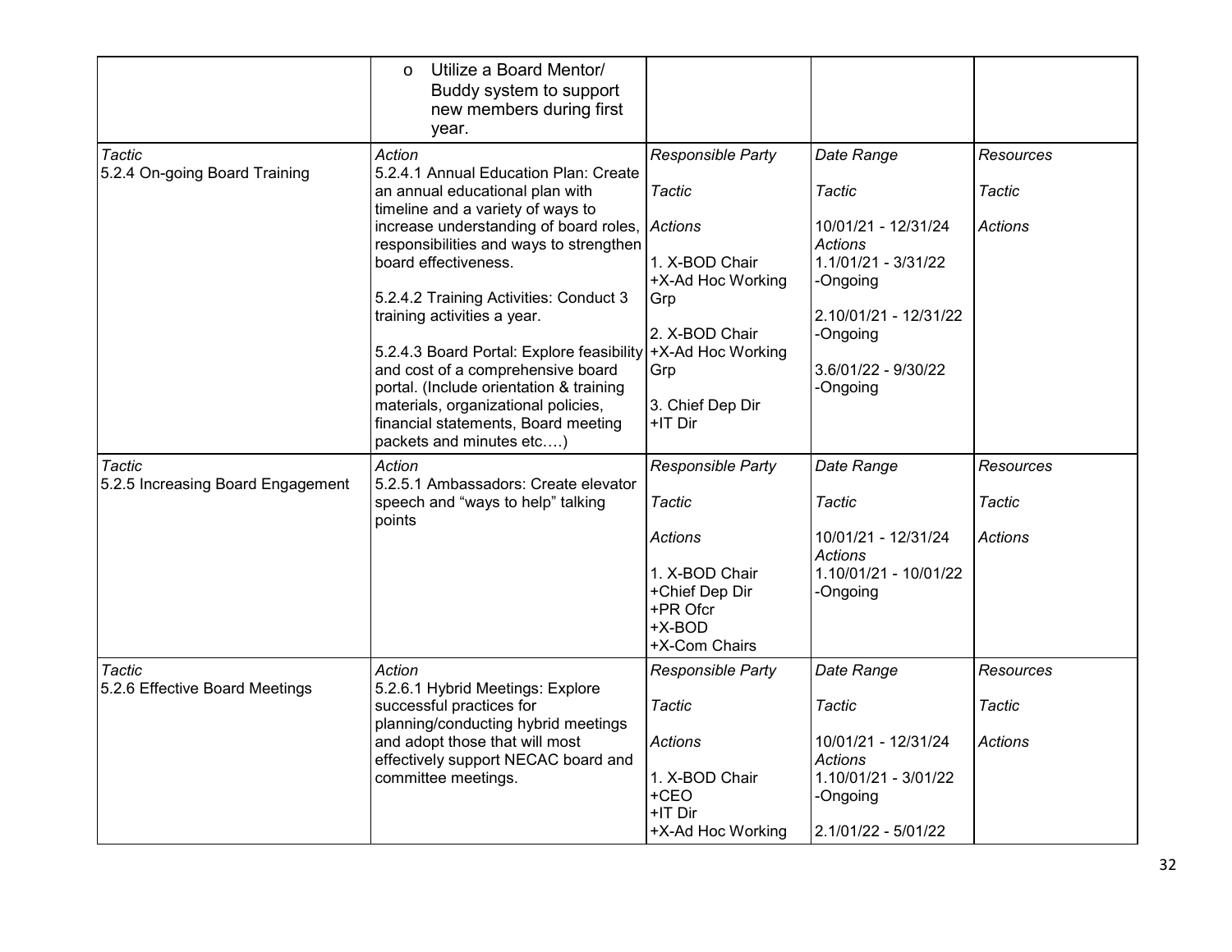| | | | | |
|---|---|---|---|---|
| | o Utilize a Board Mentor/ Buddy system to support new members during first year. | | | |
| *Tactic*<br>5.2.4 On-going Board Training | *Action*<br>5.2.4.1 Annual Education Plan: Create an annual educational plan with timeline and a variety of ways to increase understanding of board roles, responsibilities and ways to strengthen board effectiveness.<br><br>5.2.4.2 Training Activities: Conduct 3 training activities a year.<br><br>5.2.4.3 Board Portal: Explore feasibility and cost of a comprehensive board portal. (Include orientation & training materials, organizational policies, financial statements, Board meeting packets and minutes etc….) | *Responsible Party*<br><br>*Tactic*<br><br>*Actions*<br><br>1. X-BOD Chair<br>+X-Ad Hoc Working Grp<br><br>2. X-BOD Chair<br>+X-Ad Hoc Working Grp<br><br>3. Chief Dep Dir<br>+IT Dir | *Date Range*<br><br>*Tactic*<br><br>10/01/21 - 12/31/24<br>*Actions*<br>1.1/01/21 - 3/31/22<br>-Ongoing<br><br>2.10/01/21 - 12/31/22<br>-Ongoing<br><br>3.6/01/22 - 9/30/22<br>-Ongoing | *Resources*<br><br>*Tactic*<br><br>*Actions* |
| *Tactic*<br>5.2.5 Increasing Board Engagement | *Action*<br>5.2.5.1 Ambassadors: Create elevator speech and "ways to help" talking points | *Responsible Party*<br><br>*Tactic*<br><br>*Actions*<br><br>1. X-BOD Chair<br>+Chief Dep Dir<br>+PR Ofcr<br>+X-BOD<br>+X-Com Chairs | *Date Range*<br><br>*Tactic*<br><br>10/01/21 - 12/31/24<br>*Actions*<br>1.10/01/21 - 10/01/22<br>-Ongoing | *Resources*<br><br>*Tactic*<br><br>*Actions* |
| *Tactic*<br>5.2.6 Effective Board Meetings | *Action*<br>5.2.6.1 Hybrid Meetings: Explore successful practices for planning/conducting hybrid meetings and adopt those that will most effectively support NECAC board and committee meetings. | *Responsible Party*<br><br>*Tactic*<br><br>*Actions*<br><br>1. X-BOD Chair<br>+CEO<br>+IT Dir<br>+X-Ad Hoc Working | *Date Range*<br><br>*Tactic*<br><br>10/01/21 - 12/31/24<br>*Actions*<br>1.10/01/21 - 3/01/22<br>-Ongoing<br><br>2.1/01/22 - 5/01/22 | *Resources*<br><br>*Tactic*<br><br>*Actions* |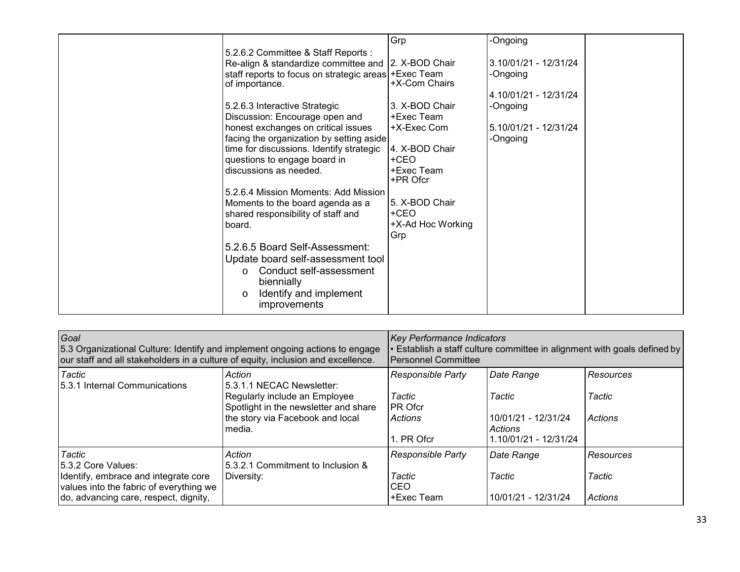| | | | | |
|---|---|---|---|---|
| | 5.2.6.2 Committee & Staff Reports : Re-align & standardize committee and staff reports to focus on strategic areas of importance.<br><br>5.2.6.3 Interactive Strategic Discussion: Encourage open and honest exchanges on critical issues facing the organization by setting aside time for discussions. Identify strategic questions to engage board in discussions as needed.<br><br>5.2.6.4 Mission Moments: Add Mission Moments to the board agenda as a shared responsibility of staff and board.<br><br>5.2.6.5 Board Self-Assessment: Update board self-assessment tool<br>o Conduct self-assessment biennially<br>o Identify and implement improvements | Grp<br><br>2. X-BOD Chair +Exec Team +X-Com Chairs<br><br>3. X-BOD Chair +Exec Team +X-Exec Com<br><br>4. X-BOD Chair +CEO +Exec Team +PR Ofcr<br><br>5. X-BOD Chair +CEO +X-Ad Hoc Working Grp | -Ongoing<br><br>3.10/01/21 - 12/31/24 -Ongoing<br><br>4.10/01/21 - 12/31/24 -Ongoing<br><br>5.10/01/21 - 12/31/24 -Ongoing | |

| *Goal*<br>5.3 Organizational Culture: Identify and implement ongoing actions to engage our staff and all stakeholders in a culture of equity, inclusion and excellence. | | *Key Performance Indicators*<br>• Establish a staff culture committee in alignment with goals defined by Personnel Committee | | |
|---|---|---|---|---|
| *Tactic*<br>5.3.1 Internal Communications | *Action*<br>5.3.1.1 NECAC Newsletter: Regularly include an Employee Spotlight in the newsletter and share the story via Facebook and local media. | *Responsible Party*<br><br>*Tactic*<br>PR Ofcr<br>*Actions*<br><br>1. PR Ofcr | *Date Range*<br><br>*Tactic*<br><br>10/01/21 - 12/31/24<br>*Actions*<br>1.10/01/21 - 12/31/24 | *Resources*<br><br>*Tactic*<br><br>*Actions* |
| *Tactic*<br>5.3.2 Core Values: Identify, embrace and integrate core values into the fabric of everything we do, advancing care, respect, dignity, | *Action*<br>5.3.2.1 Commitment to Inclusion & Diversity: | *Responsible Party*<br><br>*Tactic*<br>CEO<br>+Exec Team | *Date Range*<br><br>*Tactic*<br><br>10/01/21 - 12/31/24 | *Resources*<br><br>*Tactic*<br><br>*Actions* |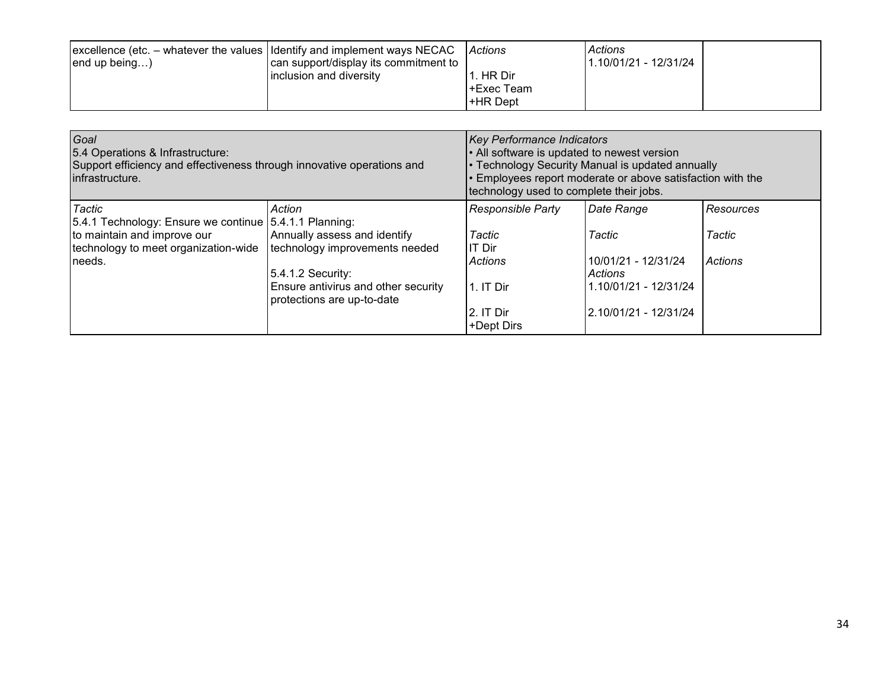| excellence (etc. – whatever the values end up being…) | Identify and implement ways NECAC can support/display its commitment to inclusion and diversity | *Actions*<br><br>1. HR Dir<br>+Exec Team<br>+HR Dept | *Actions*<br>1.10/01/21 - 12/31/24 | |
|---|---|---|---|---|

| *Goal*<br>5.4 Operations & Infrastructure:<br>Support efficiency and effectiveness through innovative operations and infrastructure. | | *Key Performance Indicators*<br>• All software is updated to newest version<br>• Technology Security Manual is updated annually<br>• Employees report moderate or above satisfaction with the technology used to complete their jobs. | | |
|---|---|---|---|---|
| *Tactic*<br>5.4.1 Technology: Ensure we continue to maintain and improve our technology to meet organization-wide needs. | *Action*<br>5.4.1.1 Planning:<br>Annually assess and identify technology improvements needed<br><br>5.4.1.2 Security:<br>Ensure antivirus and other security protections are up-to-date | *Responsible Party*<br><br>*Tactic*<br>IT Dir<br>*Actions*<br><br>1. IT Dir<br><br>2. IT Dir<br>+Dept Dirs | *Date Range*<br><br>*Tactic*<br><br>10/01/21 - 12/31/24<br>*Actions*<br>1.10/01/21 - 12/31/24<br><br>2.10/01/21 - 12/31/24 | *Resources*<br><br>*Tactic*<br><br>*Actions* |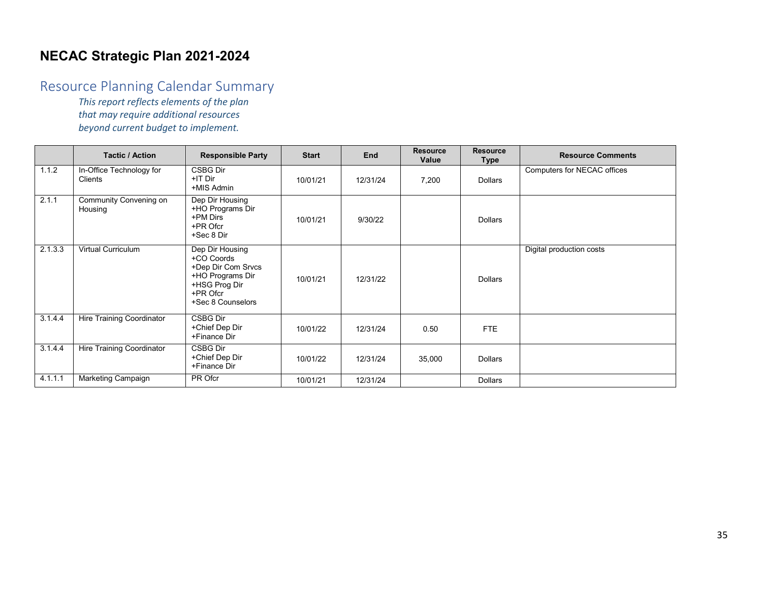# NECAC Strategic Plan 2021-2024

## Resource Planning Calendar Summary

*This report reflects elements of the plan that may require additional resources beyond current budget to implement.*

| | Tactic / Action | Responsible Party | Start | End | Resource Value | Resource Type | Resource Comments |
|---|---|---|---|---|---|---|---|
| 1.1.2 | In-Office Technology for Clients | CSBG Dir<br>+IT Dir<br>+MIS Admin | 10/01/21 | 12/31/24 | 7,200 | Dollars | Computers for NECAC offices |
| 2.1.1 | Community Convening on Housing | Dep Dir Housing<br>+HO Programs Dir<br>+PM Dirs<br>+PR Ofcr<br>+Sec 8 Dir | 10/01/21 | 9/30/22 | | Dollars | |
| 2.1.3.3 | Virtual Curriculum | Dep Dir Housing<br>+CO Coords<br>+Dep Dir Com Srvcs<br>+HO Programs Dir<br>+HSG Prog Dir<br>+PR Ofcr<br>+Sec 8 Counselors | 10/01/21 | 12/31/22 | | Dollars | Digital production costs |
| 3.1.4.4 | Hire Training Coordinator | CSBG Dir<br>+Chief Dep Dir<br>+Finance Dir | 10/01/22 | 12/31/24 | 0.50 | FTE | |
| 3.1.4.4 | Hire Training Coordinator | CSBG Dir<br>+Chief Dep Dir<br>+Finance Dir | 10/01/22 | 12/31/24 | 35,000 | Dollars | |
| 4.1.1.1 | Marketing Campaign | PR Ofcr | 10/01/21 | 12/31/24 | | Dollars | |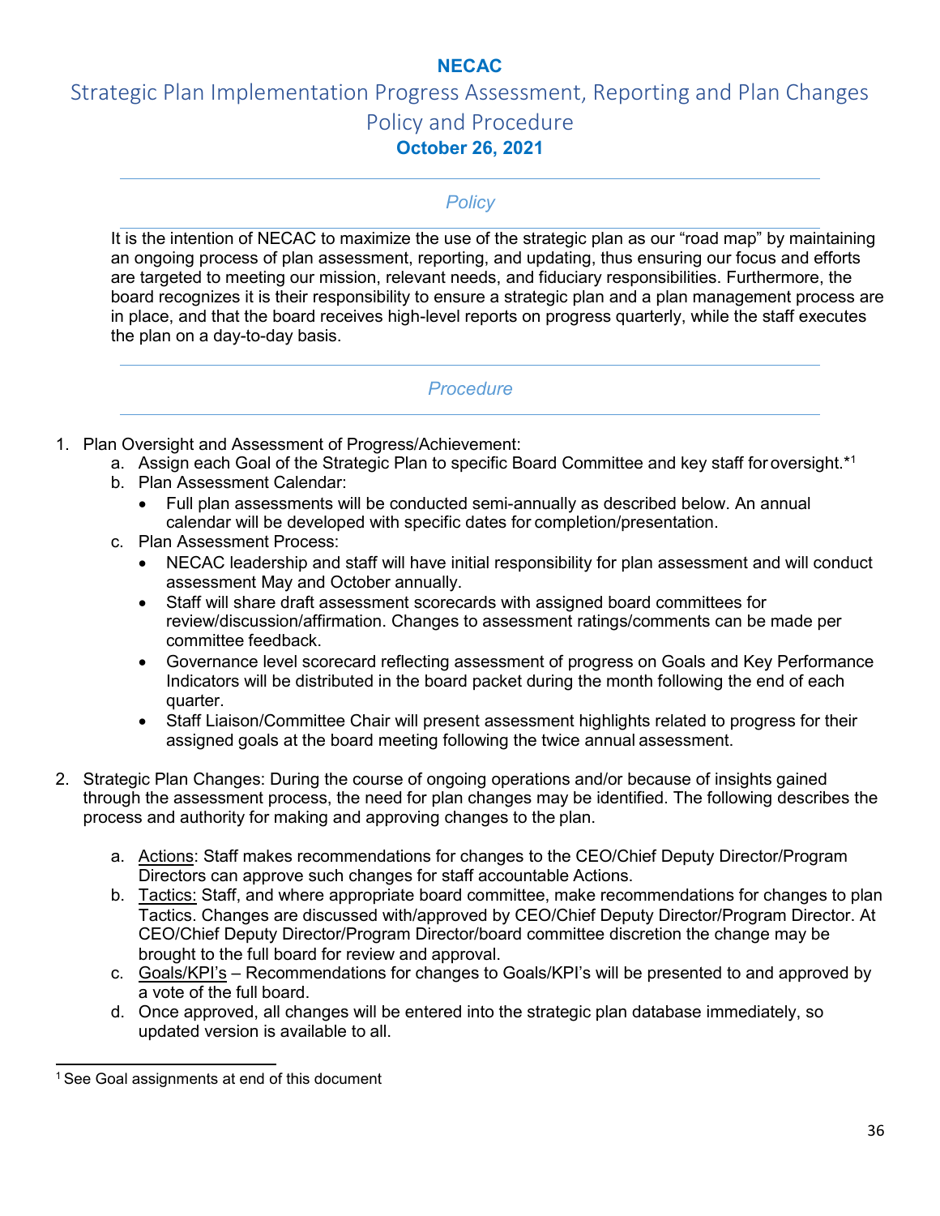# NECAC

## Strategic Plan Implementation Progress Assessment, Reporting and Plan Changes Policy and Procedure

**October 26, 2021**

### *Policy*

It is the intention of NECAC to maximize the use of the strategic plan as our "road map" by maintaining an ongoing process of plan assessment, reporting, and updating, thus ensuring our focus and efforts are targeted to meeting our mission, relevant needs, and fiduciary responsibilities. Furthermore, the board recognizes it is their responsibility to ensure a strategic plan and a plan management process are in place, and that the board receives high-level reports on progress quarterly, while the staff executes the plan on a day-to-day basis.

### *Procedure*

1. Plan Oversight and Assessment of Progress/Achievement:
   a. Assign each Goal of the Strategic Plan to specific Board Committee and key staff for oversight.*[1]
   b. Plan Assessment Calendar:
      - Full plan assessments will be conducted semi-annually as described below. An annual calendar will be developed with specific dates for completion/presentation.
   c. Plan Assessment Process:
      - NECAC leadership and staff will have initial responsibility for plan assessment and will conduct assessment May and October annually.
      - Staff will share draft assessment scorecards with assigned board committees for review/discussion/affirmation. Changes to assessment ratings/comments can be made per committee feedback.
      - Governance level scorecard reflecting assessment of progress on Goals and Key Performance Indicators will be distributed in the board packet during the month following the end of each quarter.
      - Staff Liaison/Committee Chair will present assessment highlights related to progress for their assigned goals at the board meeting following the twice annual assessment.

2. Strategic Plan Changes: During the course of ongoing operations and/or because of insights gained through the assessment process, the need for plan changes may be identified. The following describes the process and authority for making and approving changes to the plan.

   a. <u>Actions</u>: Staff makes recommendations for changes to the CEO/Chief Deputy Director/Program Directors can approve such changes for staff accountable Actions.
   b. <u>Tactics:</u> Staff, and where appropriate board committee, make recommendations for changes to plan Tactics. Changes are discussed with/approved by CEO/Chief Deputy Director/Program Director. At CEO/Chief Deputy Director/Program Director/board committee discretion the change may be brought to the full board for review and approval.
   c. <u>Goals/KPI's</u> – Recommendations for changes to Goals/KPI's will be presented to and approved by a vote of the full board.
   d. Once approved, all changes will be entered into the strategic plan database immediately, so updated version is available to all.

---

[1] See Goal assignments at end of this document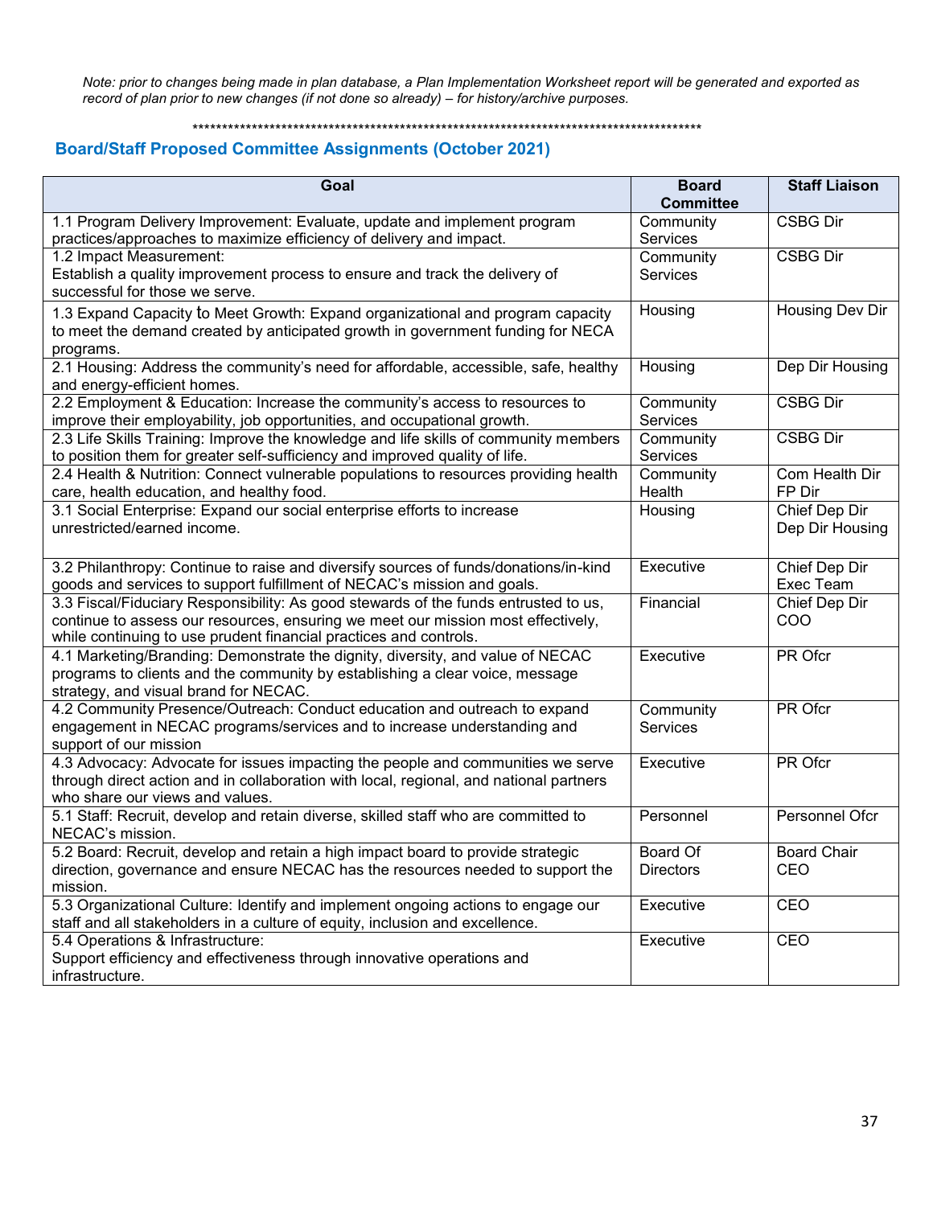*Note: prior to changes being made in plan database, a Plan Implementation Worksheet report will be generated and exported as record of plan prior to new changes (if not done so already) – for history/archive purposes.*

*****************************************************************************************

## Board/Staff Proposed Committee Assignments (October 2021)

| Goal | Board Committee | Staff Liaison |
|---|---|---|
| 1.1 Program Delivery Improvement: Evaluate, update and implement program practices/approaches to maximize efficiency of delivery and impact. | Community Services | CSBG Dir |
| 1.2 Impact Measurement: Establish a quality improvement process to ensure and track the delivery of successful for those we serve. | Community Services | CSBG Dir |
| 1.3 Expand Capacity to Meet Growth: Expand organizational and program capacity to meet the demand created by anticipated growth in government funding for NECA programs. | Housing | Housing Dev Dir |
| 2.1 Housing: Address the community's need for affordable, accessible, safe, healthy and energy-efficient homes. | Housing | Dep Dir Housing |
| 2.2 Employment & Education: Increase the community's access to resources to improve their employability, job opportunities, and occupational growth. | Community Services | CSBG Dir |
| 2.3 Life Skills Training: Improve the knowledge and life skills of community members to position them for greater self-sufficiency and improved quality of life. | Community Services | CSBG Dir |
| 2.4 Health & Nutrition: Connect vulnerable populations to resources providing health care, health education, and healthy food. | Community Health | Com Health Dir<br>FP Dir |
| 3.1 Social Enterprise: Expand our social enterprise efforts to increase unrestricted/earned income. | Housing | Chief Dep Dir<br>Dep Dir Housing |
| 3.2 Philanthropy: Continue to raise and diversify sources of funds/donations/in-kind goods and services to support fulfillment of NECAC's mission and goals. | Executive | Chief Dep Dir<br>Exec Team |
| 3.3 Fiscal/Fiduciary Responsibility: As good stewards of the funds entrusted to us, continue to assess our resources, ensuring we meet our mission most effectively, while continuing to use prudent financial practices and controls. | Financial | Chief Dep Dir<br>COO |
| 4.1 Marketing/Branding: Demonstrate the dignity, diversity, and value of NECAC programs to clients and the community by establishing a clear voice, message strategy, and visual brand for NECAC. | Executive | PR Ofcr |
| 4.2 Community Presence/Outreach: Conduct education and outreach to expand engagement in NECAC programs/services and to increase understanding and support of our mission | Community Services | PR Ofcr |
| 4.3 Advocacy: Advocate for issues impacting the people and communities we serve through direct action and in collaboration with local, regional, and national partners who share our views and values. | Executive | PR Ofcr |
| 5.1 Staff: Recruit, develop and retain diverse, skilled staff who are committed to NECAC's mission. | Personnel | Personnel Ofcr |
| 5.2 Board: Recruit, develop and retain a high impact board to provide strategic direction, governance and ensure NECAC has the resources needed to support the mission. | Board Of Directors | Board Chair<br>CEO |
| 5.3 Organizational Culture: Identify and implement ongoing actions to engage our staff and all stakeholders in a culture of equity, inclusion and excellence. | Executive | CEO |
| 5.4 Operations & Infrastructure: Support efficiency and effectiveness through innovative operations and infrastructure. | Executive | CEO |